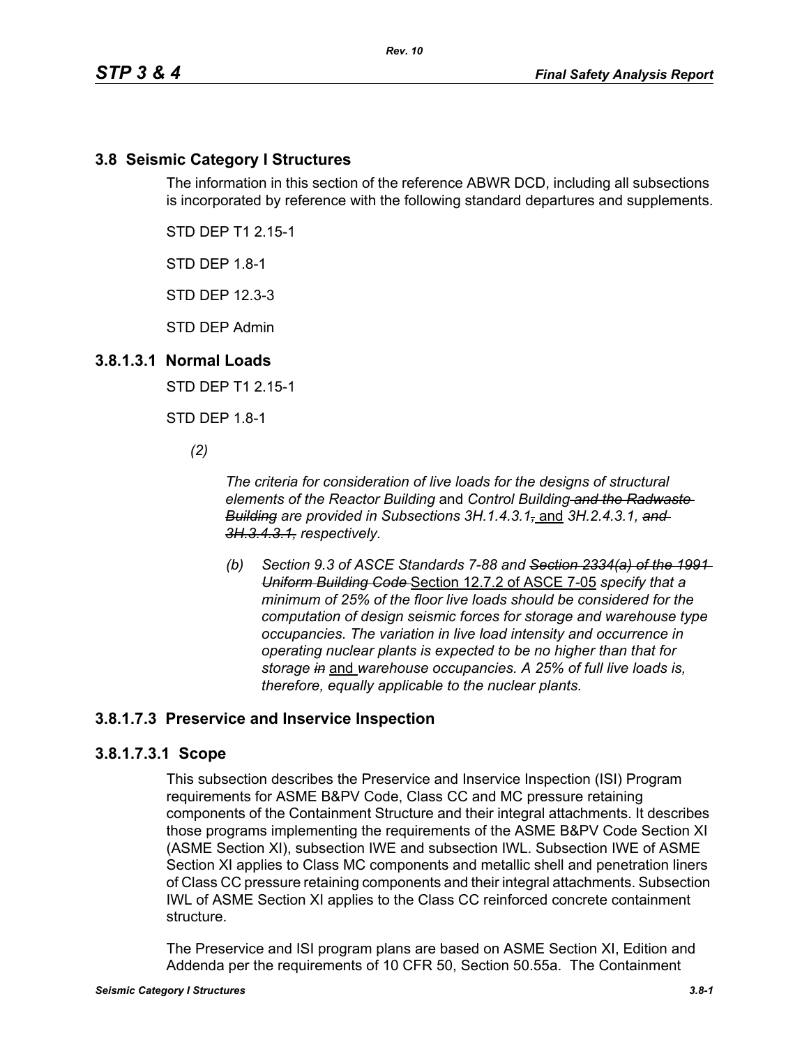## 3.8 Seismic Category I Structures

The information in this section of the reference ABWR DCD, including all subsections is incorporated by reference with the following standard departures and supplements.

STD DEP T1 2.15-1

STD DEP 1.8-1

STD DEP 12.3-3

STD DEP Admin

### 3.8.1.3.1 Normal Loads

STD DEP T1 2.15-1

STD DEP 1.8-1

*(2)*

*The criteria for consideration of live loads for the designs of structural elements of the Reactor Building* and *Control Building ~~and the Radwaste Building~~ are provided in Subsections 3H.1.4.3.1~~,~~* and *3H.2.4.3.1, ~~and 3H.3.4.3.1,~~ respectively*.

*(b) Section 9.3 of ASCE Standards 7-88 and ~~Section 2334(a) of the 1991 Uniform Building Code~~* Section 12.7.2 of ASCE 7-05 *specify that a minimum of 25% of the floor live loads should be considered for the computation of design seismic forces for storage and warehouse type occupancies. The variation in live load intensity and occurrence in operating nuclear plants is expected to be no higher than that for storage ~~in~~* and *warehouse occupancies. A 25% of full live loads is, therefore, equally applicable to the nuclear plants.*

### 3.8.1.7.3 Preservice and Inservice Inspection

#### 3.8.1.7.3.1 Scope

This subsection describes the Preservice and Inservice Inspection (ISI) Program requirements for ASME B&PV Code, Class CC and MC pressure retaining components of the Containment Structure and their integral attachments. It describes those programs implementing the requirements of the ASME B&PV Code Section XI (ASME Section XI), subsection IWE and subsection IWL. Subsection IWE of ASME Section XI applies to Class MC components and metallic shell and penetration liners of Class CC pressure retaining components and their integral attachments. Subsection IWL of ASME Section XI applies to the Class CC reinforced concrete containment structure.

The Preservice and ISI program plans are based on ASME Section XI, Edition and Addenda per the requirements of 10 CFR 50, Section 50.55a. The Containment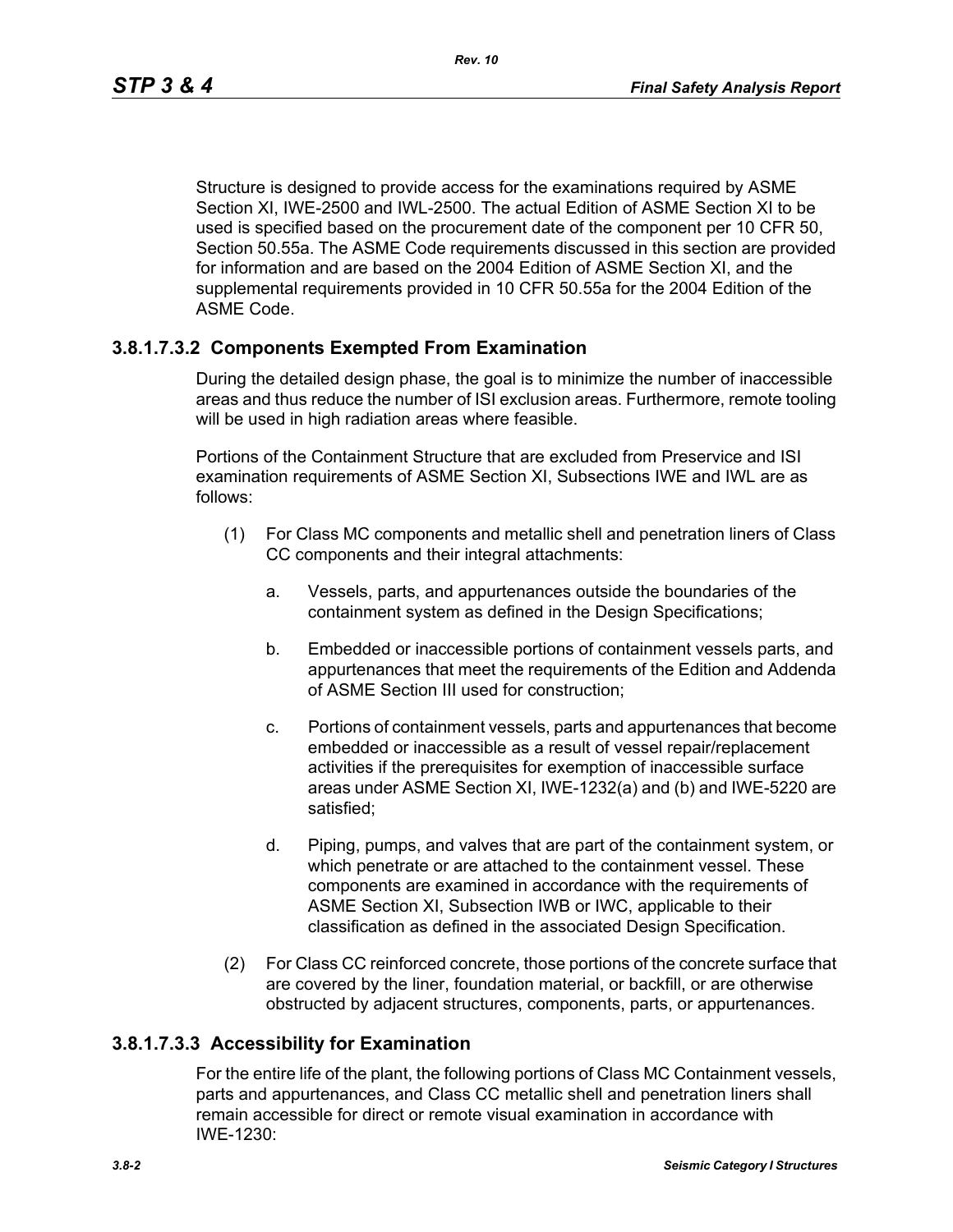Structure is designed to provide access for the examinations required by ASME Section XI, IWE-2500 and IWL-2500. The actual Edition of ASME Section XI to be used is specified based on the procurement date of the component per 10 CFR 50, Section 50.55a. The ASME Code requirements discussed in this section are provided for information and are based on the 2004 Edition of ASME Section XI, and the supplemental requirements provided in 10 CFR 50.55a for the 2004 Edition of the ASME Code.

### 3.8.1.7.3.2 Components Exempted From Examination

During the detailed design phase, the goal is to minimize the number of inaccessible areas and thus reduce the number of ISI exclusion areas. Furthermore, remote tooling will be used in high radiation areas where feasible.

Portions of the Containment Structure that are excluded from Preservice and ISI examination requirements of ASME Section XI, Subsections IWE and IWL are as follows:

(1) For Class MC components and metallic shell and penetration liners of Class CC components and their integral attachments:

   a. Vessels, parts, and appurtenances outside the boundaries of the containment system as defined in the Design Specifications;

   b. Embedded or inaccessible portions of containment vessels parts, and appurtenances that meet the requirements of the Edition and Addenda of ASME Section III used for construction;

   c. Portions of containment vessels, parts and appurtenances that become embedded or inaccessible as a result of vessel repair/replacement activities if the prerequisites for exemption of inaccessible surface areas under ASME Section XI, IWE-1232(a) and (b) and IWE-5220 are satisfied;

   d. Piping, pumps, and valves that are part of the containment system, or which penetrate or are attached to the containment vessel. These components are examined in accordance with the requirements of ASME Section XI, Subsection IWB or IWC, applicable to their classification as defined in the associated Design Specification.

(2) For Class CC reinforced concrete, those portions of the concrete surface that are covered by the liner, foundation material, or backfill, or are otherwise obstructed by adjacent structures, components, parts, or appurtenances.

### 3.8.1.7.3.3 Accessibility for Examination

For the entire life of the plant, the following portions of Class MC Containment vessels, parts and appurtenances, and Class CC metallic shell and penetration liners shall remain accessible for direct or remote visual examination in accordance with IWE-1230: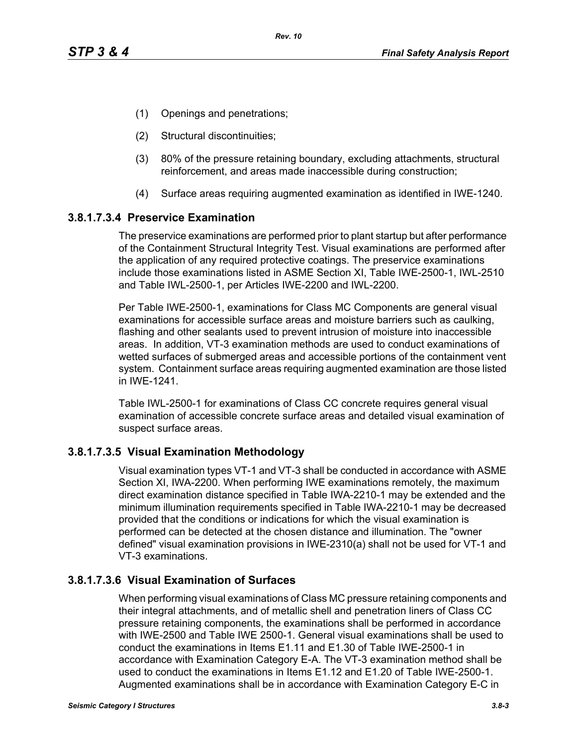(1) Openings and penetrations;

(2) Structural discontinuities;

(3) 80% of the pressure retaining boundary, excluding attachments, structural reinforcement, and areas made inaccessible during construction;

(4) Surface areas requiring augmented examination as identified in IWE-1240.

### 3.8.1.7.3.4 Preservice Examination

The preservice examinations are performed prior to plant startup but after performance of the Containment Structural Integrity Test. Visual examinations are performed after the application of any required protective coatings. The preservice examinations include those examinations listed in ASME Section XI, Table IWE-2500-1, IWL-2510 and Table IWL-2500-1, per Articles IWE-2200 and IWL-2200.

Per Table IWE-2500-1, examinations for Class MC Components are general visual examinations for accessible surface areas and moisture barriers such as caulking, flashing and other sealants used to prevent intrusion of moisture into inaccessible areas. In addition, VT-3 examination methods are used to conduct examinations of wetted surfaces of submerged areas and accessible portions of the containment vent system. Containment surface areas requiring augmented examination are those listed in IWE-1241.

Table IWL-2500-1 for examinations of Class CC concrete requires general visual examination of accessible concrete surface areas and detailed visual examination of suspect surface areas.

### 3.8.1.7.3.5 Visual Examination Methodology

Visual examination types VT-1 and VT-3 shall be conducted in accordance with ASME Section XI, IWA-2200. When performing IWE examinations remotely, the maximum direct examination distance specified in Table IWA-2210-1 may be extended and the minimum illumination requirements specified in Table IWA-2210-1 may be decreased provided that the conditions or indications for which the visual examination is performed can be detected at the chosen distance and illumination. The "owner defined" visual examination provisions in IWE-2310(a) shall not be used for VT-1 and VT-3 examinations.

### 3.8.1.7.3.6 Visual Examination of Surfaces

When performing visual examinations of Class MC pressure retaining components and their integral attachments, and of metallic shell and penetration liners of Class CC pressure retaining components, the examinations shall be performed in accordance with IWE-2500 and Table IWE 2500-1. General visual examinations shall be used to conduct the examinations in Items E1.11 and E1.30 of Table IWE-2500-1 in accordance with Examination Category E-A. The VT-3 examination method shall be used to conduct the examinations in Items E1.12 and E1.20 of Table IWE-2500-1. Augmented examinations shall be in accordance with Examination Category E-C in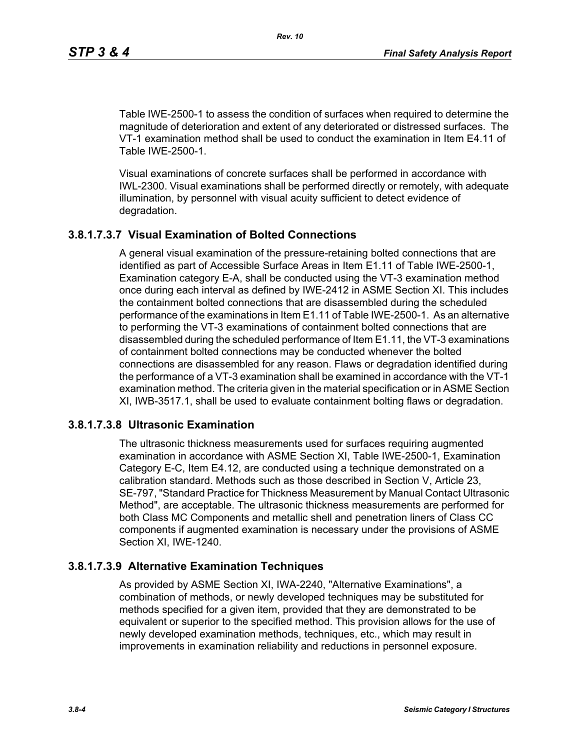Table IWE-2500-1 to assess the condition of surfaces when required to determine the magnitude of deterioration and extent of any deteriorated or distressed surfaces. The VT-1 examination method shall be used to conduct the examination in Item E4.11 of Table IWE-2500-1.

Visual examinations of concrete surfaces shall be performed in accordance with IWL-2300. Visual examinations shall be performed directly or remotely, with adequate illumination, by personnel with visual acuity sufficient to detect evidence of degradation.

### 3.8.1.7.3.7 Visual Examination of Bolted Connections

A general visual examination of the pressure-retaining bolted connections that are identified as part of Accessible Surface Areas in Item E1.11 of Table IWE-2500-1, Examination category E-A, shall be conducted using the VT-3 examination method once during each interval as defined by IWE-2412 in ASME Section XI. This includes the containment bolted connections that are disassembled during the scheduled performance of the examinations in Item E1.11 of Table IWE-2500-1. As an alternative to performing the VT-3 examinations of containment bolted connections that are disassembled during the scheduled performance of Item E1.11, the VT-3 examinations of containment bolted connections may be conducted whenever the bolted connections are disassembled for any reason. Flaws or degradation identified during the performance of a VT-3 examination shall be examined in accordance with the VT-1 examination method. The criteria given in the material specification or in ASME Section XI, IWB-3517.1, shall be used to evaluate containment bolting flaws or degradation.

### 3.8.1.7.3.8 Ultrasonic Examination

The ultrasonic thickness measurements used for surfaces requiring augmented examination in accordance with ASME Section XI, Table IWE-2500-1, Examination Category E-C, Item E4.12, are conducted using a technique demonstrated on a calibration standard. Methods such as those described in Section V, Article 23, SE-797, "Standard Practice for Thickness Measurement by Manual Contact Ultrasonic Method", are acceptable. The ultrasonic thickness measurements are performed for both Class MC Components and metallic shell and penetration liners of Class CC components if augmented examination is necessary under the provisions of ASME Section XI, IWE-1240.

### 3.8.1.7.3.9 Alternative Examination Techniques

As provided by ASME Section XI, IWA-2240, "Alternative Examinations", a combination of methods, or newly developed techniques may be substituted for methods specified for a given item, provided that they are demonstrated to be equivalent or superior to the specified method. This provision allows for the use of newly developed examination methods, techniques, etc., which may result in improvements in examination reliability and reductions in personnel exposure.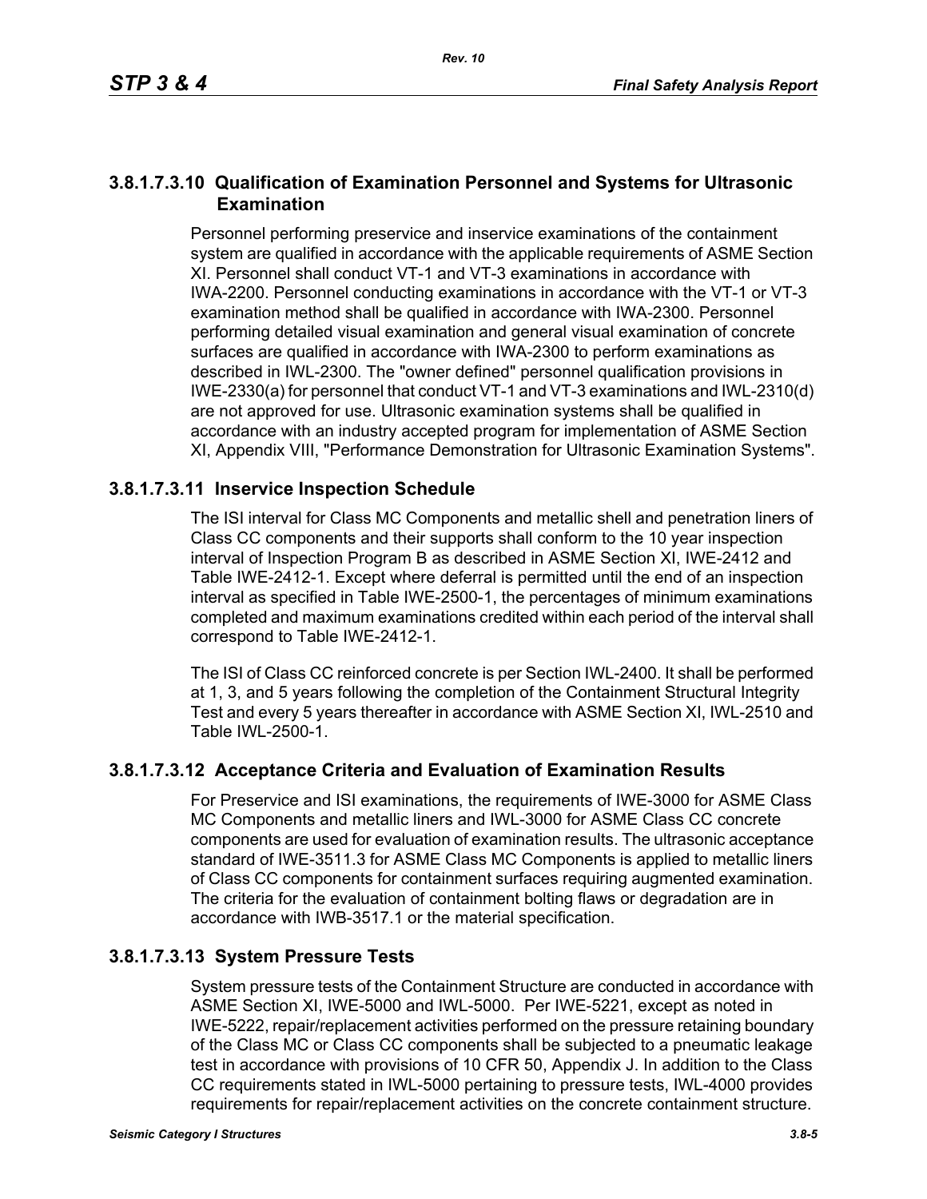### 3.8.1.7.3.10 Qualification of Examination Personnel and Systems for Ultrasonic Examination

Personnel performing preservice and inservice examinations of the containment system are qualified in accordance with the applicable requirements of ASME Section XI. Personnel shall conduct VT-1 and VT-3 examinations in accordance with IWA-2200. Personnel conducting examinations in accordance with the VT-1 or VT-3 examination method shall be qualified in accordance with IWA-2300. Personnel performing detailed visual examination and general visual examination of concrete surfaces are qualified in accordance with IWA-2300 to perform examinations as described in IWL-2300. The "owner defined" personnel qualification provisions in IWE-2330(a) for personnel that conduct VT-1 and VT-3 examinations and IWL-2310(d) are not approved for use. Ultrasonic examination systems shall be qualified in accordance with an industry accepted program for implementation of ASME Section XI, Appendix VIII, "Performance Demonstration for Ultrasonic Examination Systems".

### 3.8.1.7.3.11 Inservice Inspection Schedule

The ISI interval for Class MC Components and metallic shell and penetration liners of Class CC components and their supports shall conform to the 10 year inspection interval of Inspection Program B as described in ASME Section XI, IWE-2412 and Table IWE-2412-1. Except where deferral is permitted until the end of an inspection interval as specified in Table IWE-2500-1, the percentages of minimum examinations completed and maximum examinations credited within each period of the interval shall correspond to Table IWE-2412-1.

The ISI of Class CC reinforced concrete is per Section IWL-2400. It shall be performed at 1, 3, and 5 years following the completion of the Containment Structural Integrity Test and every 5 years thereafter in accordance with ASME Section XI, IWL-2510 and Table IWL-2500-1.

### 3.8.1.7.3.12 Acceptance Criteria and Evaluation of Examination Results

For Preservice and ISI examinations, the requirements of IWE-3000 for ASME Class MC Components and metallic liners and IWL-3000 for ASME Class CC concrete components are used for evaluation of examination results. The ultrasonic acceptance standard of IWE-3511.3 for ASME Class MC Components is applied to metallic liners of Class CC components for containment surfaces requiring augmented examination. The criteria for the evaluation of containment bolting flaws or degradation are in accordance with IWB-3517.1 or the material specification.

### 3.8.1.7.3.13 System Pressure Tests

System pressure tests of the Containment Structure are conducted in accordance with ASME Section XI, IWE-5000 and IWL-5000. Per IWE-5221, except as noted in IWE-5222, repair/replacement activities performed on the pressure retaining boundary of the Class MC or Class CC components shall be subjected to a pneumatic leakage test in accordance with provisions of 10 CFR 50, Appendix J. In addition to the Class CC requirements stated in IWL-5000 pertaining to pressure tests, IWL-4000 provides requirements for repair/replacement activities on the concrete containment structure.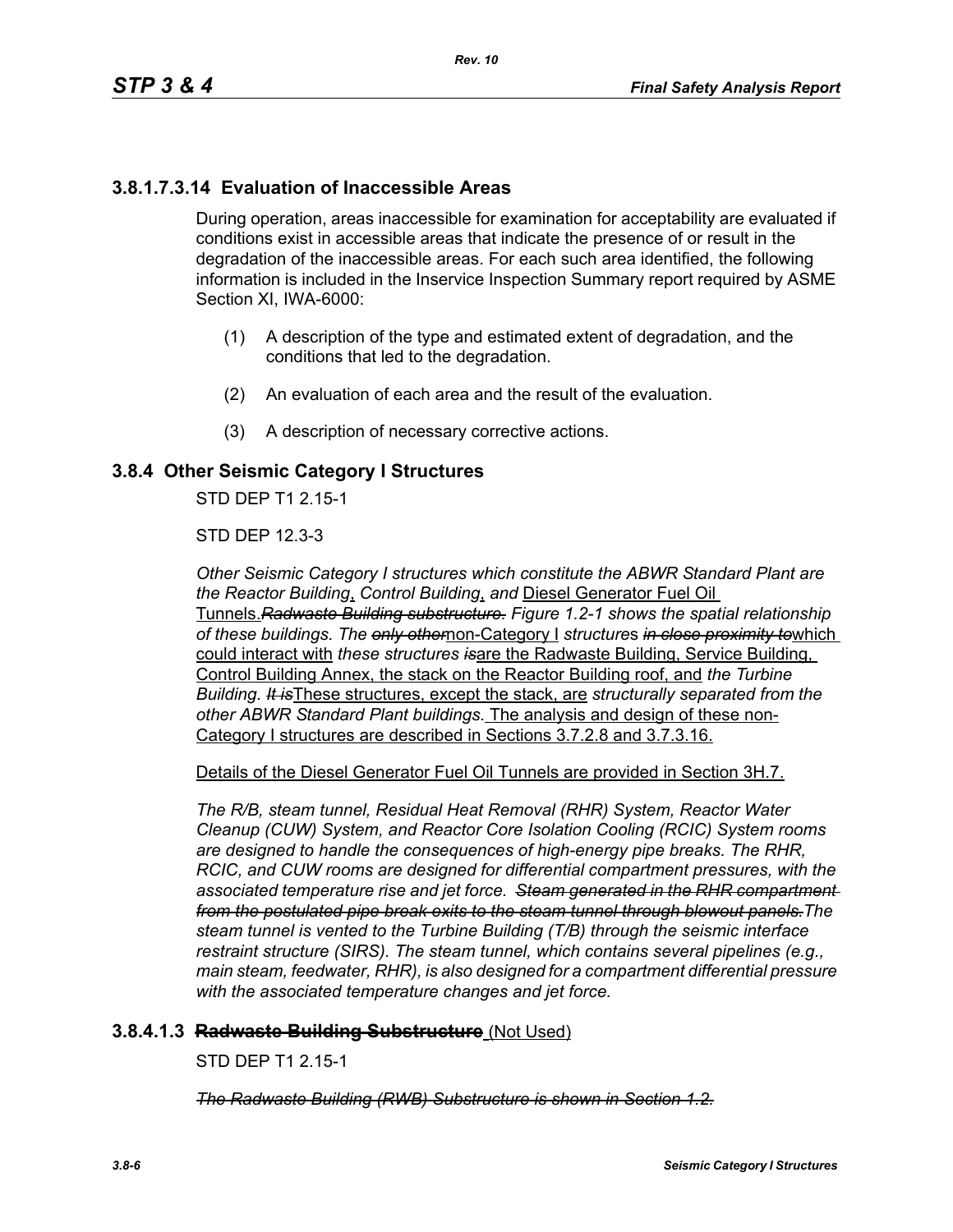### 3.8.1.7.3.14 Evaluation of Inaccessible Areas

During operation, areas inaccessible for examination for acceptability are evaluated if conditions exist in accessible areas that indicate the presence of or result in the degradation of the inaccessible areas. For each such area identified, the following information is included in the Inservice Inspection Summary report required by ASME Section XI, IWA-6000:

(1) A description of the type and estimated extent of degradation, and the conditions that led to the degradation.

(2) An evaluation of each area and the result of the evaluation.

(3) A description of necessary corrective actions.

## 3.8.4 Other Seismic Category I Structures

STD DEP T1 2.15-1

STD DEP 12.3-3

*Other Seismic Category I structures which constitute the ABWR Standard Plant are the Reactor Building, Control Building, and* <u>Diesel Generator Fuel Oil Tunnels.</u>~~*Radwaste Building substructure.*~~ *Figure 1.2-1 shows the spatial relationship of these buildings. The* ~~*only other*~~<u>non-Category I</u> *structures* ~~*in close proximity to*~~<u>which could interact with</u> *these structures* ~~*is*~~<u>are the Radwaste Building, Service Building, Control Building Annex, the stack on the Reactor Building roof, and</u> *the Turbine Building.* ~~*It is*~~<u>These structures, except the stack, are</u> *structurally separated from the other ABWR Standard Plant buildings.* <u>The analysis and design of these non-Category I structures are described in Sections 3.7.2.8 and 3.7.3.16.</u>

<u>Details of the Diesel Generator Fuel Oil Tunnels are provided in Section 3H.7.</u>

*The R/B, steam tunnel, Residual Heat Removal (RHR) System, Reactor Water Cleanup (CUW) System, and Reactor Core Isolation Cooling (RCIC) System rooms are designed to handle the consequences of high-energy pipe breaks. The RHR, RCIC, and CUW rooms are designed for differential compartment pressures, with the associated temperature rise and jet force.* ~~*Steam generated in the RHR compartment from the postulated pipe break exits to the steam tunnel through blowout panels.*~~*The steam tunnel is vented to the Turbine Building (T/B) through the seismic interface restraint structure (SIRS). The steam tunnel, which contains several pipelines (e.g., main steam, feedwater, RHR), is also designed for a compartment differential pressure with the associated temperature changes and jet force.*

### 3.8.4.1.3 ~~Radwaste Building Substructure~~ <u>(Not Used)</u>

STD DEP T1 2.15-1

~~*The Radwaste Building (RWB) Substructure is shown in Section 1.2.*~~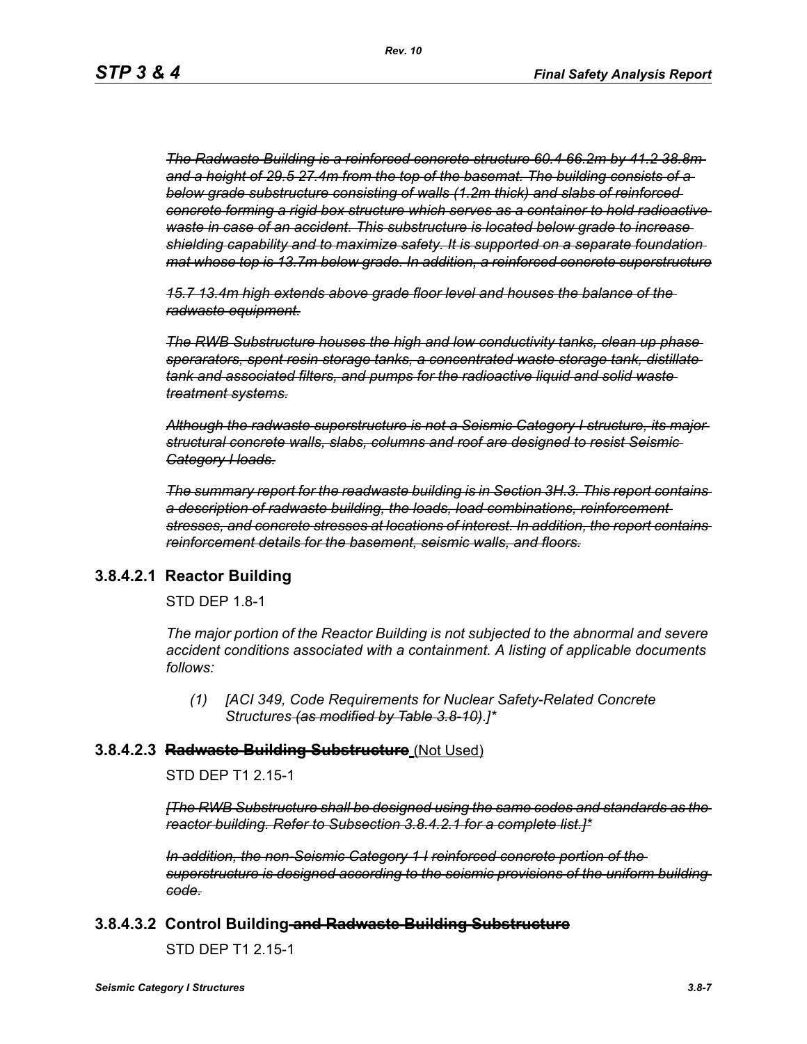~~*The Radwaste Building is a reinforced concrete structure 60.4 66.2m by 41.2 38.8m and a height of 29.5 27.4m from the top of the basemat. The building consists of a below grade substructure consisting of walls (1.2m thick) and slabs of reinforced concrete forming a rigid box structure which serves as a container to hold radioactive waste in case of an accident. This substructure is located below grade to increase shielding capability and to maximize safety. It is supported on a separate foundation mat whose top is 13.7m below grade. In addition, a reinforced concrete superstructure*~~

~~*15.7 13.4m high extends above grade floor level and houses the balance of the radwaste equipment.*~~

~~*The RWB Substructure houses the high and low conductivity tanks, clean up phase sperarators, spent resin storage tanks, a concentrated waste storage tank, distillate tank and associated filters, and pumps for the radioactive liquid and solid waste treatment systems.*~~

~~*Although the radwaste superstructure is not a Seismic Category I structure, its major structural concrete walls, slabs, columns and roof are designed to resist Seismic Category I loads.*~~

~~*The summary report for the readwaste building is in Section 3H.3. This report contains a description of radwaste building, the loads, load combinations, reinforcement stresses, and concrete stresses at locations of interest. In addition, the report contains reinforcement details for the basement, seismic walls, and floors.*~~

### 3.8.4.2.1 Reactor Building

STD DEP 1.8-1

*The major portion of the Reactor Building is not subjected to the abnormal and severe accident conditions associated with a containment. A listing of applicable documents follows:*

*(1) [ACI 349, Code Requirements for Nuclear Safety-Related Concrete Structures ~~(as modified by Table 3.8-10)~~.]**

### 3.8.4.2.3 ~~Radwaste Building Substructure~~ (Not Used)

STD DEP T1 2.15-1

~~*[The RWB Substructure shall be designed using the same codes and standards as the reactor building. Refer to Subsection 3.8.4.2.1 for a complete list.]**~~

~~*In addition, the non-Seismic Category 1 I reinforced concrete portion of the superstructure is designed according to the seismic provisions of the uniform building code.*~~

### 3.8.4.3.2 Control Building ~~and Radwaste Building Substructure~~

STD DEP T1 2.15-1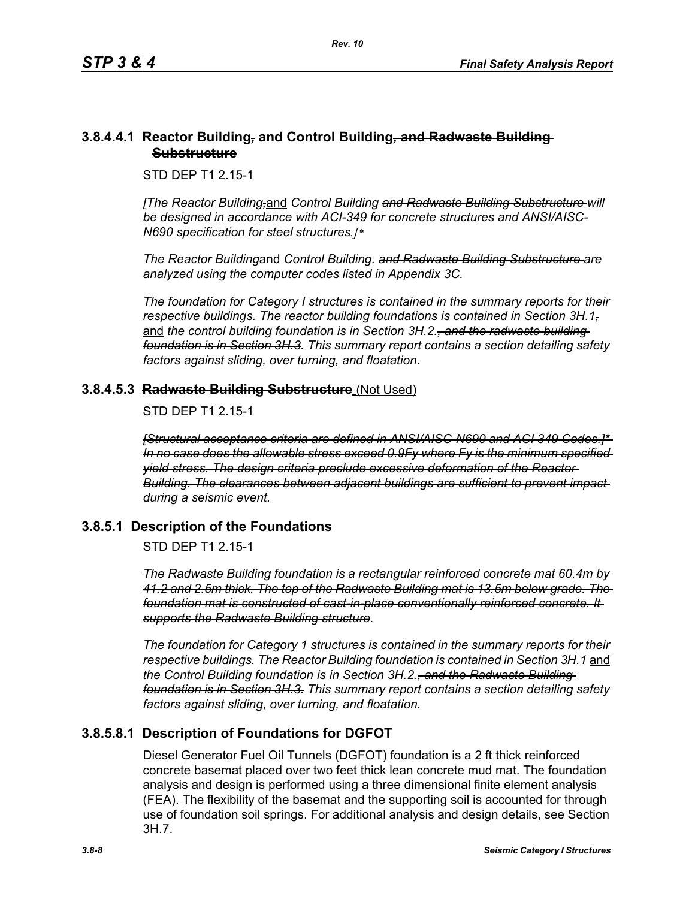### 3.8.4.4.1 Reactor Building~~,~~ and Control Building~~, and Radwaste Building Substructure~~

STD DEP T1 2.15-1

*[The Reactor Building~~,~~*<u>and</u> *Control Building ~~and Radwaste Building Substructure~~ will be designed in accordance with ACI-349 for concrete structures and ANSI/AISC-N690 specification for steel structures.]\**

*The Reactor Building*and *Control Building. ~~and Radwaste Building Substructure~~ are analyzed using the computer codes listed in Appendix 3C.*

*The foundation for Category I structures is contained in the summary reports for their respective buildings. The reactor building foundations is contained in Section 3H.1~~,~~* <u>and</u> *the control building foundation is in Section 3H.2.~~, and the radwaste building foundation is in Section 3H.3.~~ This summary report contains a section detailing safety factors against sliding, over turning, and floatation.*

### 3.8.4.5.3 ~~Radwaste Building Substructure~~ <u>(Not Used)</u>

STD DEP T1 2.15-1

*~~[Structural acceptance criteria are defined in ANSI/AISC-N690 and ACI 349 Codes.]* In no case does the allowable stress exceed 0.9Fy where Fy is the minimum specified yield stress. The design criteria preclude excessive deformation of the Reactor Building. The clearances between adjacent buildings are sufficient to prevent impact during a seismic event.~~*

## 3.8.5.1 Description of the Foundations

STD DEP T1 2.15-1

*~~The Radwaste Building foundation is a rectangular reinforced concrete mat 60.4m by 41.2 and 2.5m thick. The top of the Radwaste Building mat is 13.5m below grade. The foundation mat is constructed of cast-in-place conventionally reinforced concrete. It supports the Radwaste Building structure.~~*

*The foundation for Category 1 structures is contained in the summary reports for their respective buildings. The Reactor Building foundation is contained in Section 3H.1* <u>and</u> *the Control Building foundation is in Section 3H.2.~~, and the Radwaste Building foundation is in Section 3H.3.~~ This summary report contains a section detailing safety factors against sliding, over turning, and floatation.*

### 3.8.5.8.1 Description of Foundations for DGFOT

Diesel Generator Fuel Oil Tunnels (DGFOT) foundation is a 2 ft thick reinforced concrete basemat placed over two feet thick lean concrete mud mat. The foundation analysis and design is performed using a three dimensional finite element analysis (FEA). The flexibility of the basemat and the supporting soil is accounted for through use of foundation soil springs. For additional analysis and design details, see Section 3H.7.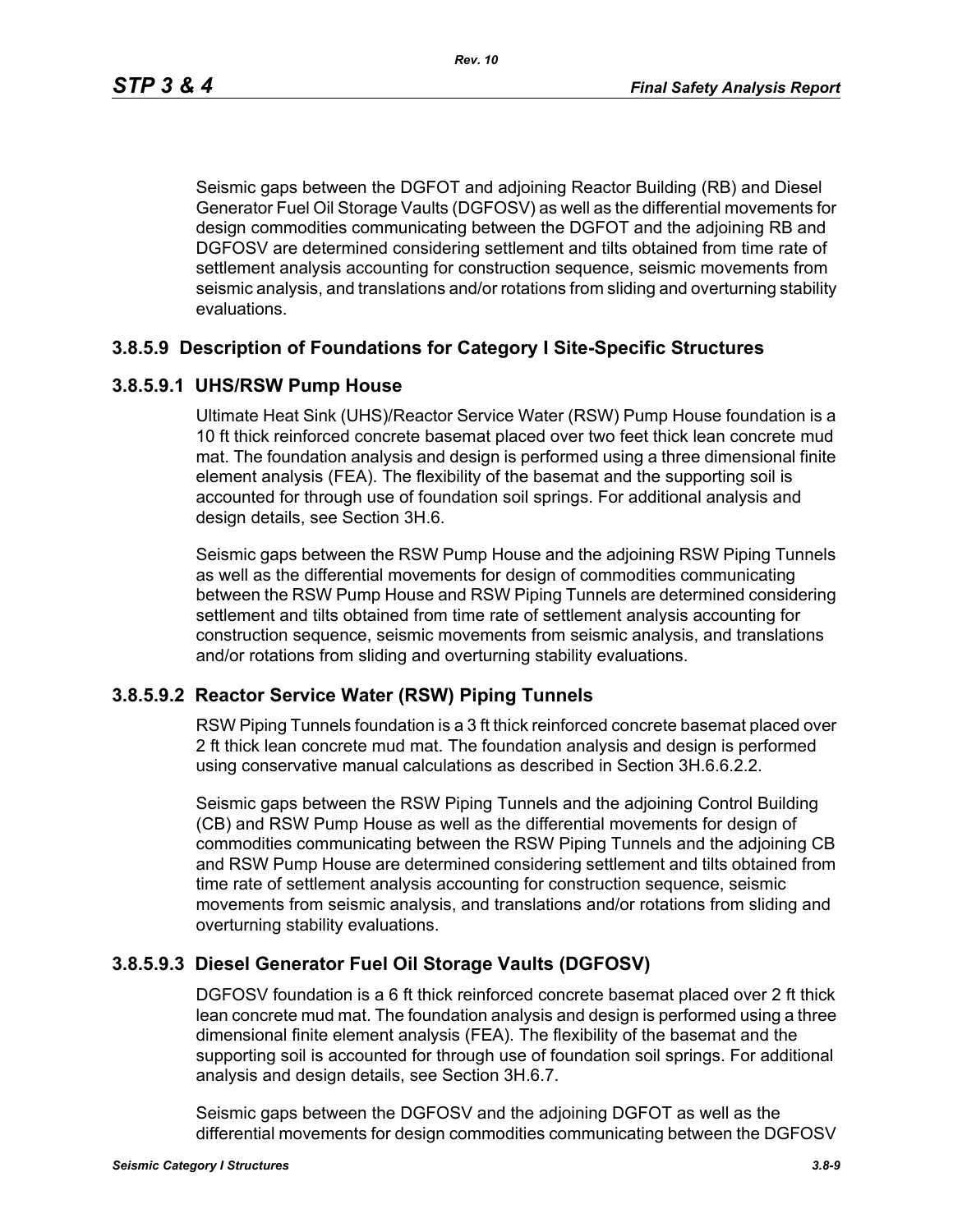Seismic gaps between the DGFOT and adjoining Reactor Building (RB) and Diesel Generator Fuel Oil Storage Vaults (DGFOSV) as well as the differential movements for design commodities communicating between the DGFOT and the adjoining RB and DGFOSV are determined considering settlement and tilts obtained from time rate of settlement analysis accounting for construction sequence, seismic movements from seismic analysis, and translations and/or rotations from sliding and overturning stability evaluations.

### 3.8.5.9 Description of Foundations for Category I Site-Specific Structures

#### 3.8.5.9.1 UHS/RSW Pump House

Ultimate Heat Sink (UHS)/Reactor Service Water (RSW) Pump House foundation is a 10 ft thick reinforced concrete basemat placed over two feet thick lean concrete mud mat. The foundation analysis and design is performed using a three dimensional finite element analysis (FEA). The flexibility of the basemat and the supporting soil is accounted for through use of foundation soil springs. For additional analysis and design details, see Section 3H.6.

Seismic gaps between the RSW Pump House and the adjoining RSW Piping Tunnels as well as the differential movements for design of commodities communicating between the RSW Pump House and RSW Piping Tunnels are determined considering settlement and tilts obtained from time rate of settlement analysis accounting for construction sequence, seismic movements from seismic analysis, and translations and/or rotations from sliding and overturning stability evaluations.

#### 3.8.5.9.2 Reactor Service Water (RSW) Piping Tunnels

RSW Piping Tunnels foundation is a 3 ft thick reinforced concrete basemat placed over 2 ft thick lean concrete mud mat. The foundation analysis and design is performed using conservative manual calculations as described in Section 3H.6.6.2.2.

Seismic gaps between the RSW Piping Tunnels and the adjoining Control Building (CB) and RSW Pump House as well as the differential movements for design of commodities communicating between the RSW Piping Tunnels and the adjoining CB and RSW Pump House are determined considering settlement and tilts obtained from time rate of settlement analysis accounting for construction sequence, seismic movements from seismic analysis, and translations and/or rotations from sliding and overturning stability evaluations.

#### 3.8.5.9.3 Diesel Generator Fuel Oil Storage Vaults (DGFOSV)

DGFOSV foundation is a 6 ft thick reinforced concrete basemat placed over 2 ft thick lean concrete mud mat. The foundation analysis and design is performed using a three dimensional finite element analysis (FEA). The flexibility of the basemat and the supporting soil is accounted for through use of foundation soil springs. For additional analysis and design details, see Section 3H.6.7.

Seismic gaps between the DGFOSV and the adjoining DGFOT as well as the differential movements for design commodities communicating between the DGFOSV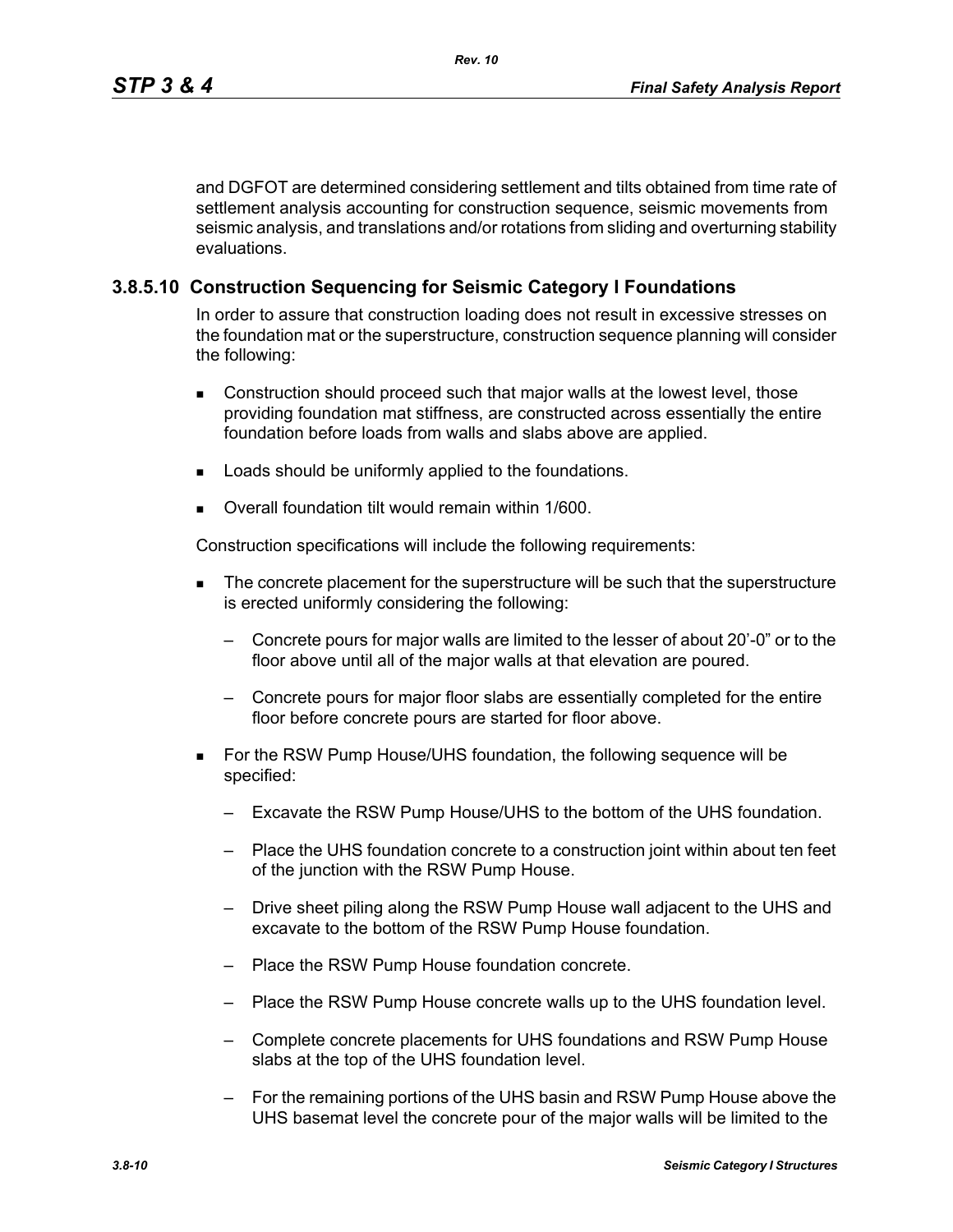and DGFOT are determined considering settlement and tilts obtained from time rate of settlement analysis accounting for construction sequence, seismic movements from seismic analysis, and translations and/or rotations from sliding and overturning stability evaluations.

### 3.8.5.10 Construction Sequencing for Seismic Category I Foundations

In order to assure that construction loading does not result in excessive stresses on the foundation mat or the superstructure, construction sequence planning will consider the following:

- Construction should proceed such that major walls at the lowest level, those providing foundation mat stiffness, are constructed across essentially the entire foundation before loads from walls and slabs above are applied.
- Loads should be uniformly applied to the foundations.
- Overall foundation tilt would remain within 1/600.

Construction specifications will include the following requirements:

- The concrete placement for the superstructure will be such that the superstructure is erected uniformly considering the following:
  - Concrete pours for major walls are limited to the lesser of about 20'-0" or to the floor above until all of the major walls at that elevation are poured.
  - Concrete pours for major floor slabs are essentially completed for the entire floor before concrete pours are started for floor above.
- For the RSW Pump House/UHS foundation, the following sequence will be specified:
  - Excavate the RSW Pump House/UHS to the bottom of the UHS foundation.
  - Place the UHS foundation concrete to a construction joint within about ten feet of the junction with the RSW Pump House.
  - Drive sheet piling along the RSW Pump House wall adjacent to the UHS and excavate to the bottom of the RSW Pump House foundation.
  - Place the RSW Pump House foundation concrete.
  - Place the RSW Pump House concrete walls up to the UHS foundation level.
  - Complete concrete placements for UHS foundations and RSW Pump House slabs at the top of the UHS foundation level.
  - For the remaining portions of the UHS basin and RSW Pump House above the UHS basemat level the concrete pour of the major walls will be limited to the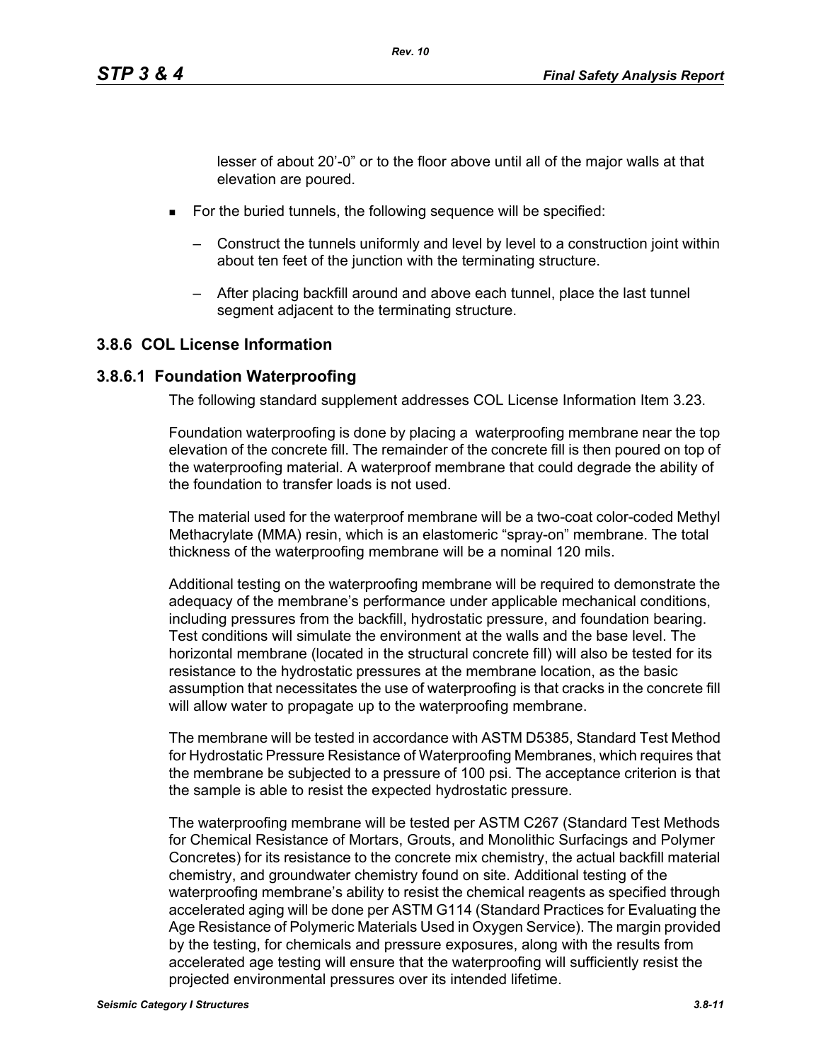lesser of about 20’-0” or to the floor above until all of the major walls at that elevation are poured.

- For the buried tunnels, the following sequence will be specified:
  - Construct the tunnels uniformly and level by level to a construction joint within about ten feet of the junction with the terminating structure.
  - After placing backfill around and above each tunnel, place the last tunnel segment adjacent to the terminating structure.

## 3.8.6 COL License Information

### 3.8.6.1 Foundation Waterproofing

The following standard supplement addresses COL License Information Item 3.23.

Foundation waterproofing is done by placing a waterproofing membrane near the top elevation of the concrete fill. The remainder of the concrete fill is then poured on top of the waterproofing material. A waterproof membrane that could degrade the ability of the foundation to transfer loads is not used.

The material used for the waterproof membrane will be a two-coat color-coded Methyl Methacrylate (MMA) resin, which is an elastomeric “spray-on” membrane. The total thickness of the waterproofing membrane will be a nominal 120 mils.

Additional testing on the waterproofing membrane will be required to demonstrate the adequacy of the membrane’s performance under applicable mechanical conditions, including pressures from the backfill, hydrostatic pressure, and foundation bearing. Test conditions will simulate the environment at the walls and the base level. The horizontal membrane (located in the structural concrete fill) will also be tested for its resistance to the hydrostatic pressures at the membrane location, as the basic assumption that necessitates the use of waterproofing is that cracks in the concrete fill will allow water to propagate up to the waterproofing membrane.

The membrane will be tested in accordance with ASTM D5385, Standard Test Method for Hydrostatic Pressure Resistance of Waterproofing Membranes, which requires that the membrane be subjected to a pressure of 100 psi. The acceptance criterion is that the sample is able to resist the expected hydrostatic pressure.

The waterproofing membrane will be tested per ASTM C267 (Standard Test Methods for Chemical Resistance of Mortars, Grouts, and Monolithic Surfacings and Polymer Concretes) for its resistance to the concrete mix chemistry, the actual backfill material chemistry, and groundwater chemistry found on site. Additional testing of the waterproofing membrane’s ability to resist the chemical reagents as specified through accelerated aging will be done per ASTM G114 (Standard Practices for Evaluating the Age Resistance of Polymeric Materials Used in Oxygen Service). The margin provided by the testing, for chemicals and pressure exposures, along with the results from accelerated age testing will ensure that the waterproofing will sufficiently resist the projected environmental pressures over its intended lifetime.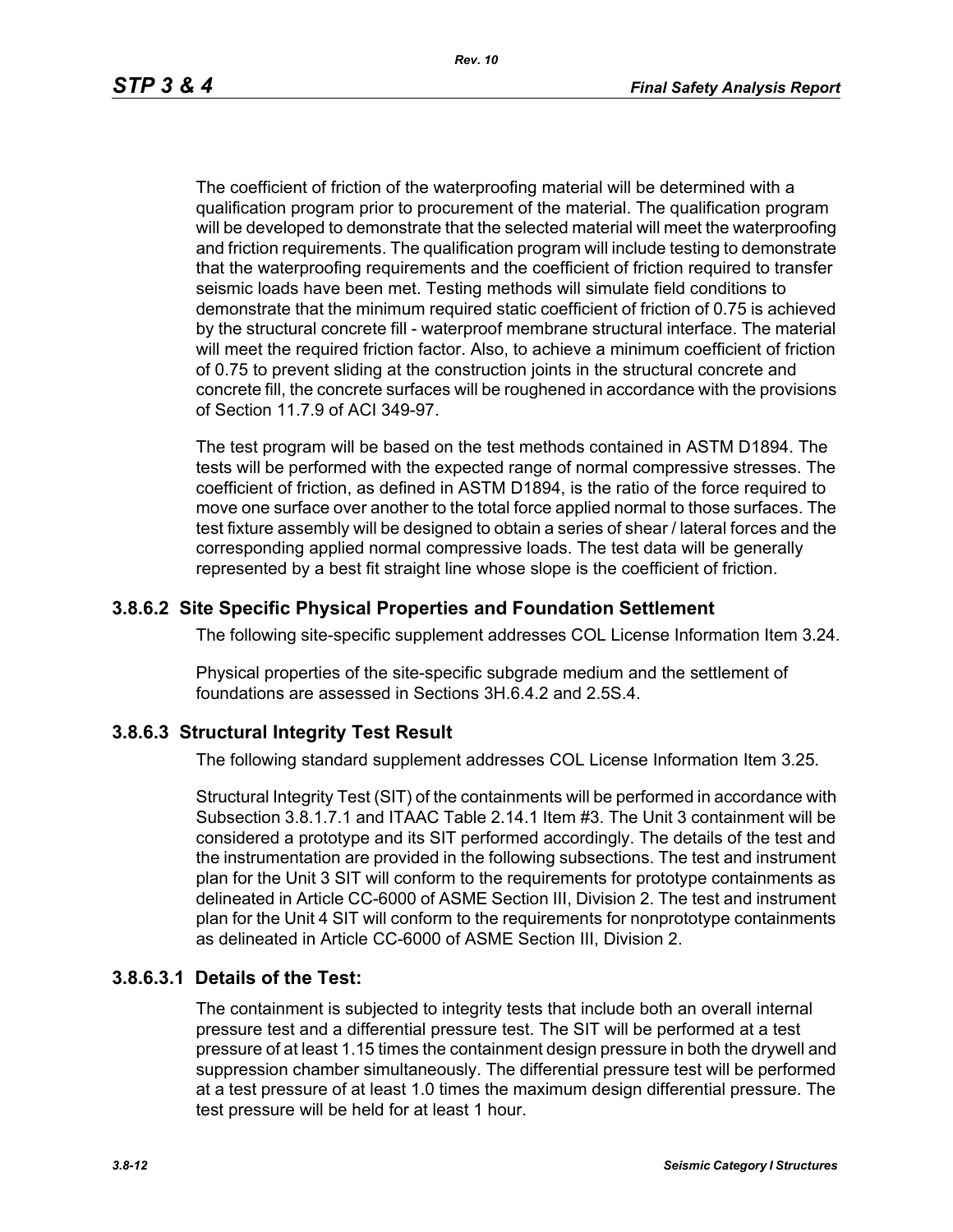The coefficient of friction of the waterproofing material will be determined with a qualification program prior to procurement of the material. The qualification program will be developed to demonstrate that the selected material will meet the waterproofing and friction requirements. The qualification program will include testing to demonstrate that the waterproofing requirements and the coefficient of friction required to transfer seismic loads have been met. Testing methods will simulate field conditions to demonstrate that the minimum required static coefficient of friction of 0.75 is achieved by the structural concrete fill - waterproof membrane structural interface. The material will meet the required friction factor. Also, to achieve a minimum coefficient of friction of 0.75 to prevent sliding at the construction joints in the structural concrete and concrete fill, the concrete surfaces will be roughened in accordance with the provisions of Section 11.7.9 of ACI 349-97.

The test program will be based on the test methods contained in ASTM D1894. The tests will be performed with the expected range of normal compressive stresses. The coefficient of friction, as defined in ASTM D1894, is the ratio of the force required to move one surface over another to the total force applied normal to those surfaces. The test fixture assembly will be designed to obtain a series of shear / lateral forces and the corresponding applied normal compressive loads. The test data will be generally represented by a best fit straight line whose slope is the coefficient of friction.

### 3.8.6.2 Site Specific Physical Properties and Foundation Settlement

The following site-specific supplement addresses COL License Information Item 3.24.

Physical properties of the site-specific subgrade medium and the settlement of foundations are assessed in Sections 3H.6.4.2 and 2.5S.4.

### 3.8.6.3 Structural Integrity Test Result

The following standard supplement addresses COL License Information Item 3.25.

Structural Integrity Test (SIT) of the containments will be performed in accordance with Subsection 3.8.1.7.1 and ITAAC Table 2.14.1 Item #3. The Unit 3 containment will be considered a prototype and its SIT performed accordingly. The details of the test and the instrumentation are provided in the following subsections. The test and instrument plan for the Unit 3 SIT will conform to the requirements for prototype containments as delineated in Article CC-6000 of ASME Section III, Division 2. The test and instrument plan for the Unit 4 SIT will conform to the requirements for nonprototype containments as delineated in Article CC-6000 of ASME Section III, Division 2.

#### 3.8.6.3.1 Details of the Test:

The containment is subjected to integrity tests that include both an overall internal pressure test and a differential pressure test. The SIT will be performed at a test pressure of at least 1.15 times the containment design pressure in both the drywell and suppression chamber simultaneously. The differential pressure test will be performed at a test pressure of at least 1.0 times the maximum design differential pressure. The test pressure will be held for at least 1 hour.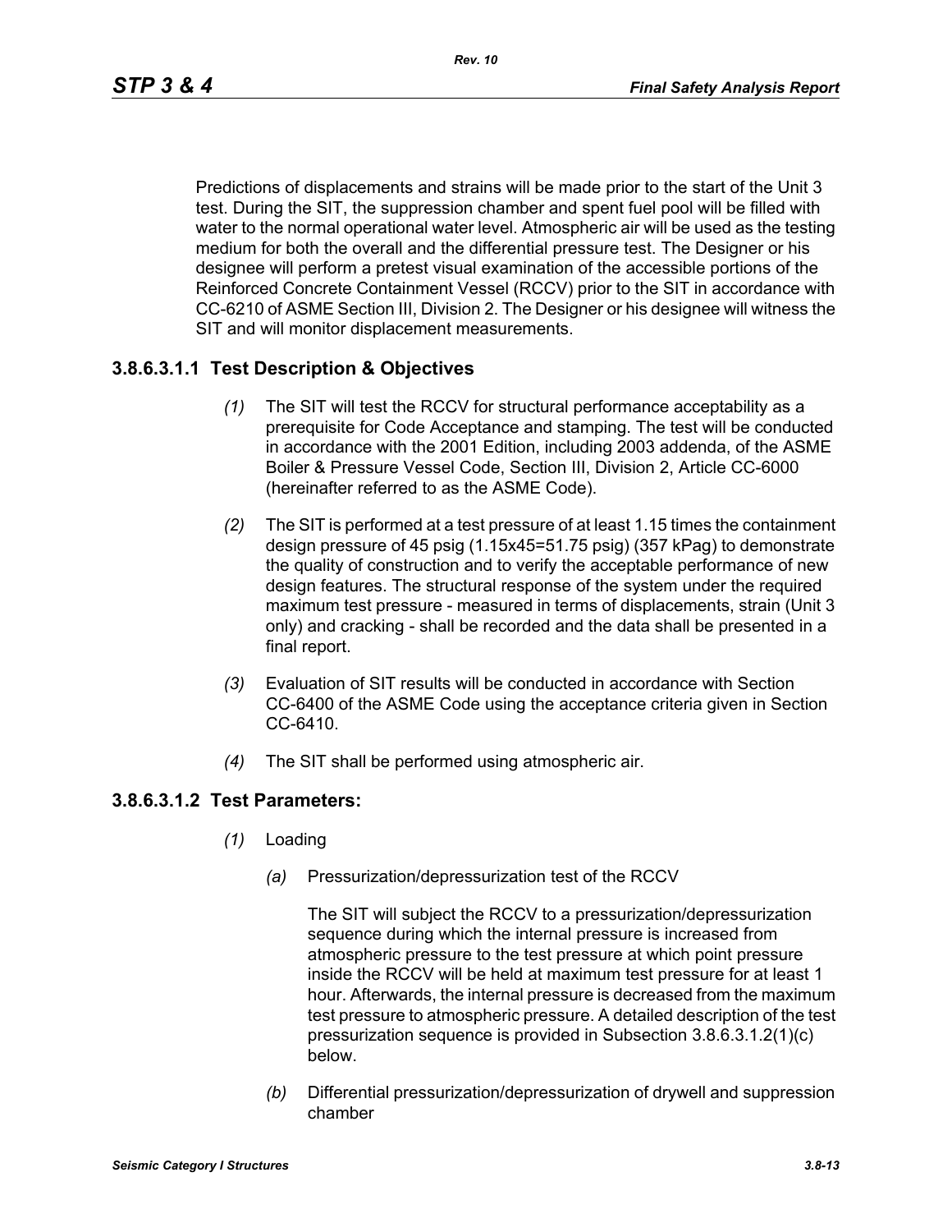Predictions of displacements and strains will be made prior to the start of the Unit 3 test. During the SIT, the suppression chamber and spent fuel pool will be filled with water to the normal operational water level. Atmospheric air will be used as the testing medium for both the overall and the differential pressure test. The Designer or his designee will perform a pretest visual examination of the accessible portions of the Reinforced Concrete Containment Vessel (RCCV) prior to the SIT in accordance with CC-6210 of ASME Section III, Division 2. The Designer or his designee will witness the SIT and will monitor displacement measurements.

### 3.8.6.3.1.1 Test Description & Objectives

*(1)* The SIT will test the RCCV for structural performance acceptability as a prerequisite for Code Acceptance and stamping. The test will be conducted in accordance with the 2001 Edition, including 2003 addenda, of the ASME Boiler & Pressure Vessel Code, Section III, Division 2, Article CC-6000 (hereinafter referred to as the ASME Code).

*(2)* The SIT is performed at a test pressure of at least 1.15 times the containment design pressure of 45 psig (1.15x45=51.75 psig) (357 kPag) to demonstrate the quality of construction and to verify the acceptable performance of new design features. The structural response of the system under the required maximum test pressure - measured in terms of displacements, strain (Unit 3 only) and cracking - shall be recorded and the data shall be presented in a final report.

*(3)* Evaluation of SIT results will be conducted in accordance with Section CC-6400 of the ASME Code using the acceptance criteria given in Section CC-6410.

*(4)* The SIT shall be performed using atmospheric air.

### 3.8.6.3.1.2 Test Parameters:

*(1)* Loading

*(a)* Pressurization/depressurization test of the RCCV

The SIT will subject the RCCV to a pressurization/depressurization sequence during which the internal pressure is increased from atmospheric pressure to the test pressure at which point pressure inside the RCCV will be held at maximum test pressure for at least 1 hour. Afterwards, the internal pressure is decreased from the maximum test pressure to atmospheric pressure. A detailed description of the test pressurization sequence is provided in Subsection 3.8.6.3.1.2(1)(c) below.

*(b)* Differential pressurization/depressurization of drywell and suppression chamber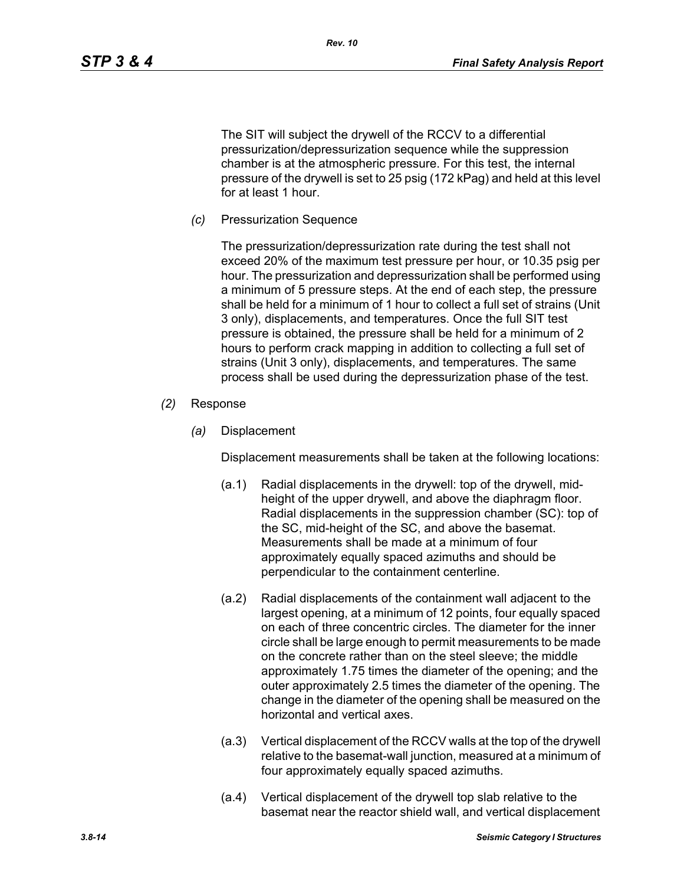The SIT will subject the drywell of the RCCV to a differential pressurization/depressurization sequence while the suppression chamber is at the atmospheric pressure. For this test, the internal pressure of the drywell is set to 25 psig (172 kPag) and held at this level for at least 1 hour.

*(c)* Pressurization Sequence

The pressurization/depressurization rate during the test shall not exceed 20% of the maximum test pressure per hour, or 10.35 psig per hour. The pressurization and depressurization shall be performed using a minimum of 5 pressure steps. At the end of each step, the pressure shall be held for a minimum of 1 hour to collect a full set of strains (Unit 3 only), displacements, and temperatures. Once the full SIT test pressure is obtained, the pressure shall be held for a minimum of 2 hours to perform crack mapping in addition to collecting a full set of strains (Unit 3 only), displacements, and temperatures. The same process shall be used during the depressurization phase of the test.

*(2)* Response

*(a)* Displacement

Displacement measurements shall be taken at the following locations:

(a.1) Radial displacements in the drywell: top of the drywell, mid-height of the upper drywell, and above the diaphragm floor. Radial displacements in the suppression chamber (SC): top of the SC, mid-height of the SC, and above the basemat. Measurements shall be made at a minimum of four approximately equally spaced azimuths and should be perpendicular to the containment centerline.

(a.2) Radial displacements of the containment wall adjacent to the largest opening, at a minimum of 12 points, four equally spaced on each of three concentric circles. The diameter for the inner circle shall be large enough to permit measurements to be made on the concrete rather than on the steel sleeve; the middle approximately 1.75 times the diameter of the opening; and the outer approximately 2.5 times the diameter of the opening. The change in the diameter of the opening shall be measured on the horizontal and vertical axes.

(a.3) Vertical displacement of the RCCV walls at the top of the drywell relative to the basemat-wall junction, measured at a minimum of four approximately equally spaced azimuths.

(a.4) Vertical displacement of the drywell top slab relative to the basemat near the reactor shield wall, and vertical displacement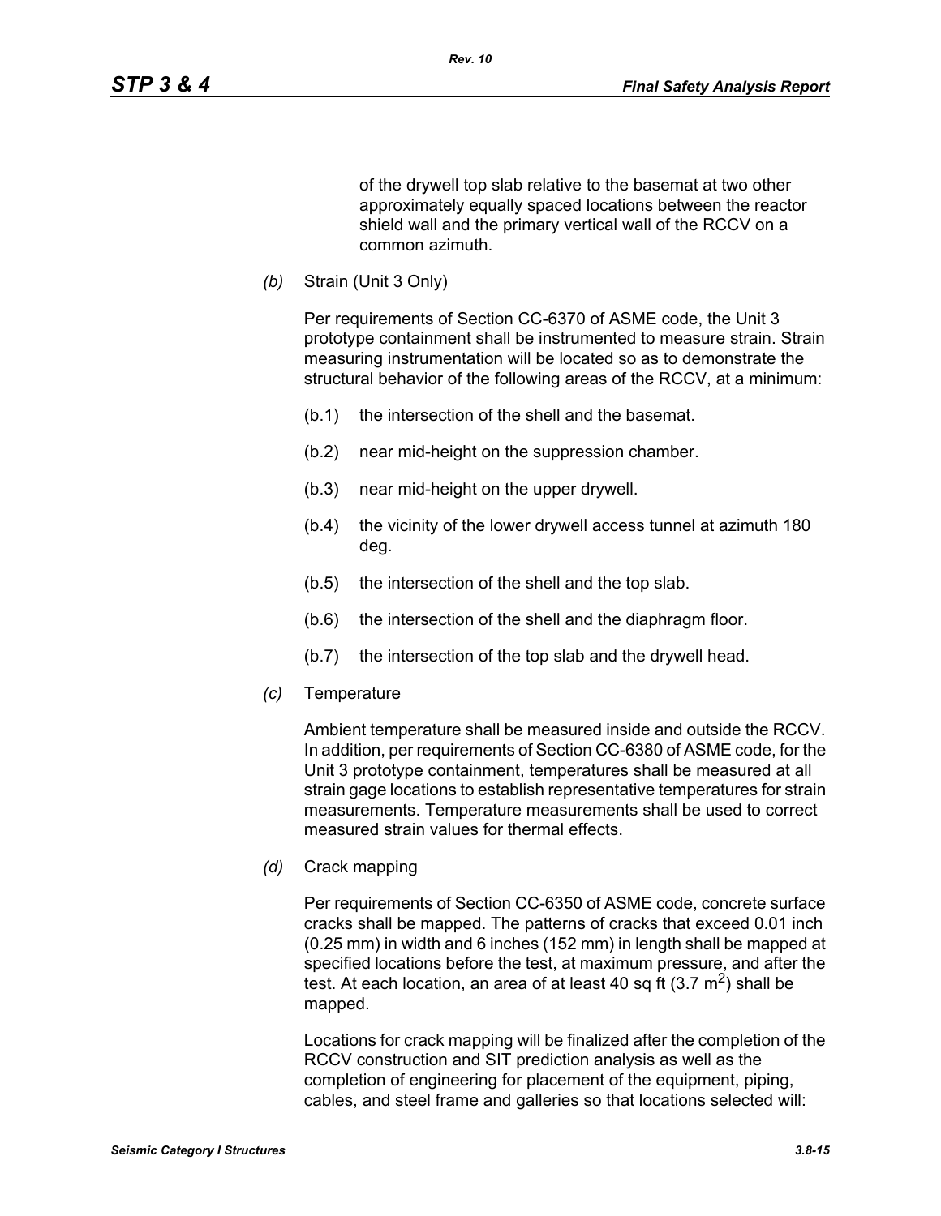of the drywell top slab relative to the basemat at two other approximately equally spaced locations between the reactor shield wall and the primary vertical wall of the RCCV on a common azimuth.

*(b)* Strain (Unit 3 Only)

Per requirements of Section CC-6370 of ASME code, the Unit 3 prototype containment shall be instrumented to measure strain. Strain measuring instrumentation will be located so as to demonstrate the structural behavior of the following areas of the RCCV, at a minimum:

(b.1) the intersection of the shell and the basemat.

(b.2) near mid-height on the suppression chamber.

(b.3) near mid-height on the upper drywell.

(b.4) the vicinity of the lower drywell access tunnel at azimuth 180 deg.

(b.5) the intersection of the shell and the top slab.

(b.6) the intersection of the shell and the diaphragm floor.

(b.7) the intersection of the top slab and the drywell head.

*(c)* Temperature

Ambient temperature shall be measured inside and outside the RCCV. In addition, per requirements of Section CC-6380 of ASME code, for the Unit 3 prototype containment, temperatures shall be measured at all strain gage locations to establish representative temperatures for strain measurements. Temperature measurements shall be used to correct measured strain values for thermal effects.

*(d)* Crack mapping

Per requirements of Section CC-6350 of ASME code, concrete surface cracks shall be mapped. The patterns of cracks that exceed 0.01 inch (0.25 mm) in width and 6 inches (152 mm) in length shall be mapped at specified locations before the test, at maximum pressure, and after the test. At each location, an area of at least 40 sq ft (3.7 $m^2$) shall be mapped.

Locations for crack mapping will be finalized after the completion of the RCCV construction and SIT prediction analysis as well as the completion of engineering for placement of the equipment, piping, cables, and steel frame and galleries so that locations selected will: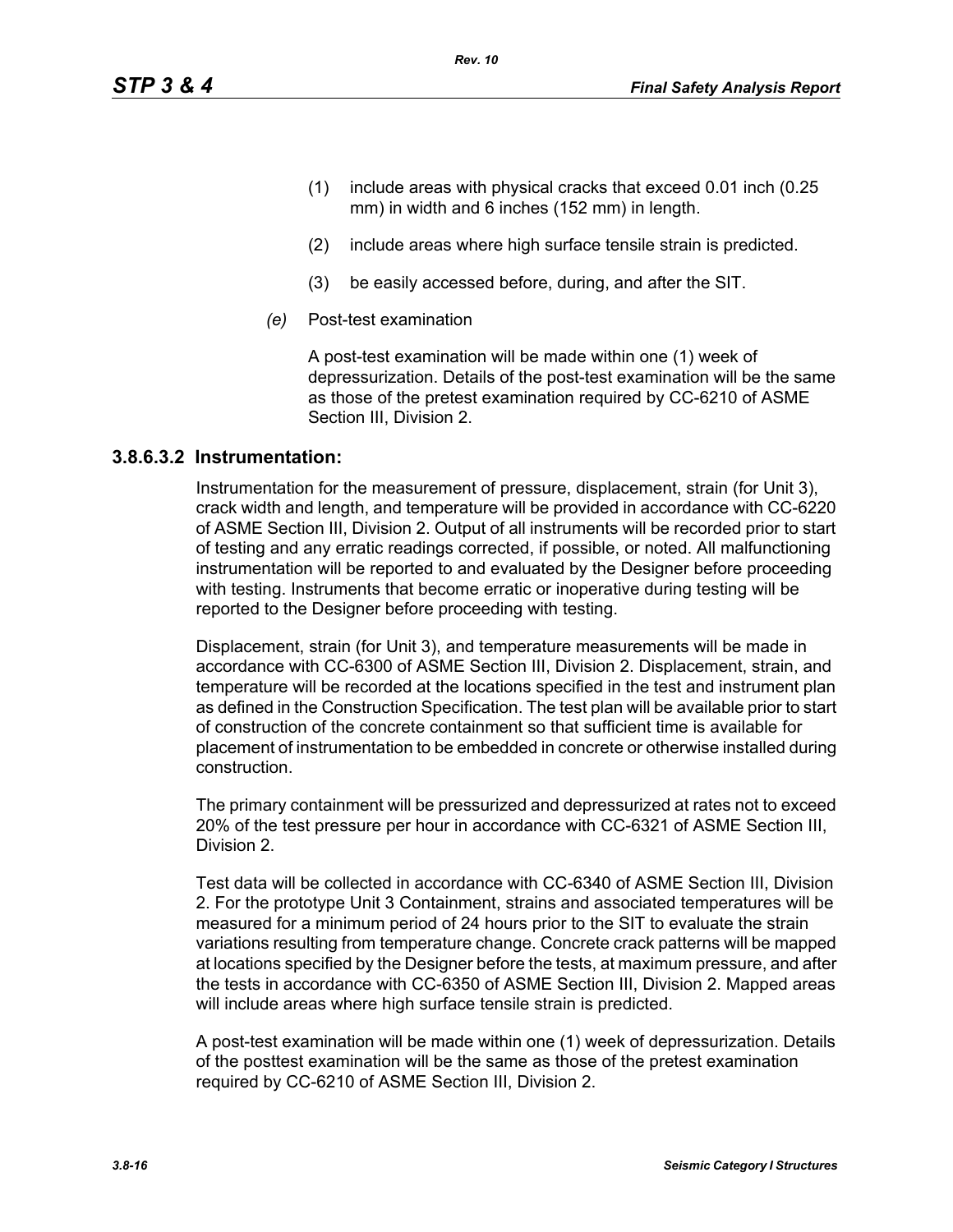(1) include areas with physical cracks that exceed 0.01 inch (0.25 mm) in width and 6 inches (152 mm) in length.

(2) include areas where high surface tensile strain is predicted.

(3) be easily accessed before, during, and after the SIT.

*(e)* Post-test examination

A post-test examination will be made within one (1) week of depressurization. Details of the post-test examination will be the same as those of the pretest examination required by CC-6210 of ASME Section III, Division 2.

### 3.8.6.3.2 Instrumentation:

Instrumentation for the measurement of pressure, displacement, strain (for Unit 3), crack width and length, and temperature will be provided in accordance with CC-6220 of ASME Section III, Division 2. Output of all instruments will be recorded prior to start of testing and any erratic readings corrected, if possible, or noted. All malfunctioning instrumentation will be reported to and evaluated by the Designer before proceeding with testing. Instruments that become erratic or inoperative during testing will be reported to the Designer before proceeding with testing.

Displacement, strain (for Unit 3), and temperature measurements will be made in accordance with CC-6300 of ASME Section III, Division 2. Displacement, strain, and temperature will be recorded at the locations specified in the test and instrument plan as defined in the Construction Specification. The test plan will be available prior to start of construction of the concrete containment so that sufficient time is available for placement of instrumentation to be embedded in concrete or otherwise installed during construction.

The primary containment will be pressurized and depressurized at rates not to exceed 20% of the test pressure per hour in accordance with CC-6321 of ASME Section III, Division 2.

Test data will be collected in accordance with CC-6340 of ASME Section III, Division 2. For the prototype Unit 3 Containment, strains and associated temperatures will be measured for a minimum period of 24 hours prior to the SIT to evaluate the strain variations resulting from temperature change. Concrete crack patterns will be mapped at locations specified by the Designer before the tests, at maximum pressure, and after the tests in accordance with CC-6350 of ASME Section III, Division 2. Mapped areas will include areas where high surface tensile strain is predicted.

A post-test examination will be made within one (1) week of depressurization. Details of the posttest examination will be the same as those of the pretest examination required by CC-6210 of ASME Section III, Division 2.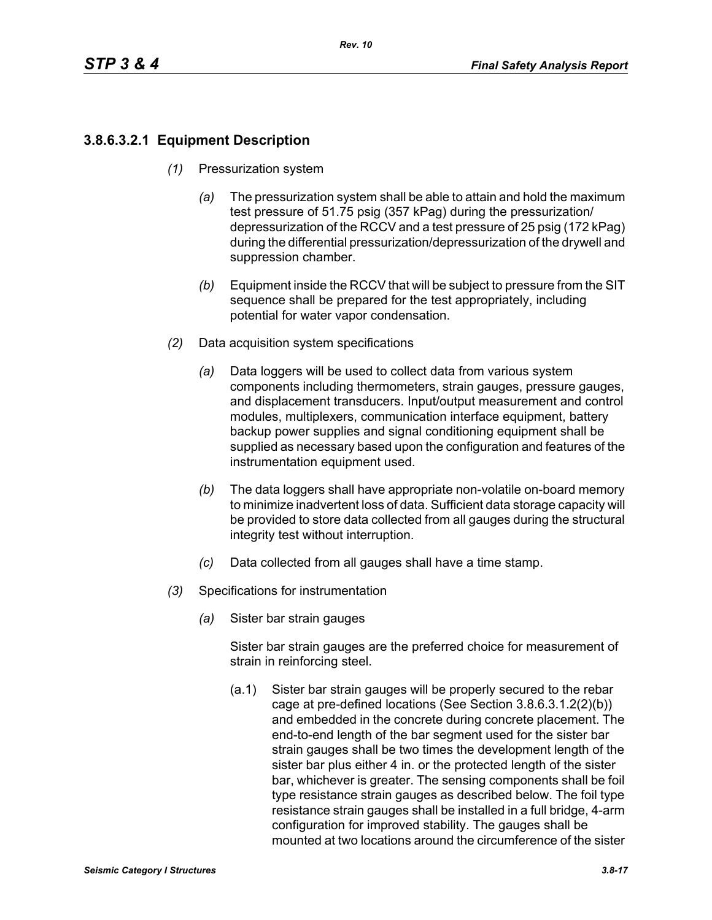### 3.8.6.3.2.1 Equipment Description

*(1)* Pressurization system

*(a)* The pressurization system shall be able to attain and hold the maximum test pressure of 51.75 psig (357 kPag) during the pressurization/depressurization of the RCCV and a test pressure of 25 psig (172 kPag) during the differential pressurization/depressurization of the drywell and suppression chamber.

*(b)* Equipment inside the RCCV that will be subject to pressure from the SIT sequence shall be prepared for the test appropriately, including potential for water vapor condensation.

*(2)* Data acquisition system specifications

*(a)* Data loggers will be used to collect data from various system components including thermometers, strain gauges, pressure gauges, and displacement transducers. Input/output measurement and control modules, multiplexers, communication interface equipment, battery backup power supplies and signal conditioning equipment shall be supplied as necessary based upon the configuration and features of the instrumentation equipment used.

*(b)* The data loggers shall have appropriate non-volatile on-board memory to minimize inadvertent loss of data. Sufficient data storage capacity will be provided to store data collected from all gauges during the structural integrity test without interruption.

*(c)* Data collected from all gauges shall have a time stamp.

*(3)* Specifications for instrumentation

*(a)* Sister bar strain gauges

Sister bar strain gauges are the preferred choice for measurement of strain in reinforcing steel.

(a.1) Sister bar strain gauges will be properly secured to the rebar cage at pre-defined locations (See Section 3.8.6.3.1.2(2)(b)) and embedded in the concrete during concrete placement. The end-to-end length of the bar segment used for the sister bar strain gauges shall be two times the development length of the sister bar plus either 4 in. or the protected length of the sister bar, whichever is greater. The sensing components shall be foil type resistance strain gauges as described below. The foil type resistance strain gauges shall be installed in a full bridge, 4-arm configuration for improved stability. The gauges shall be mounted at two locations around the circumference of the sister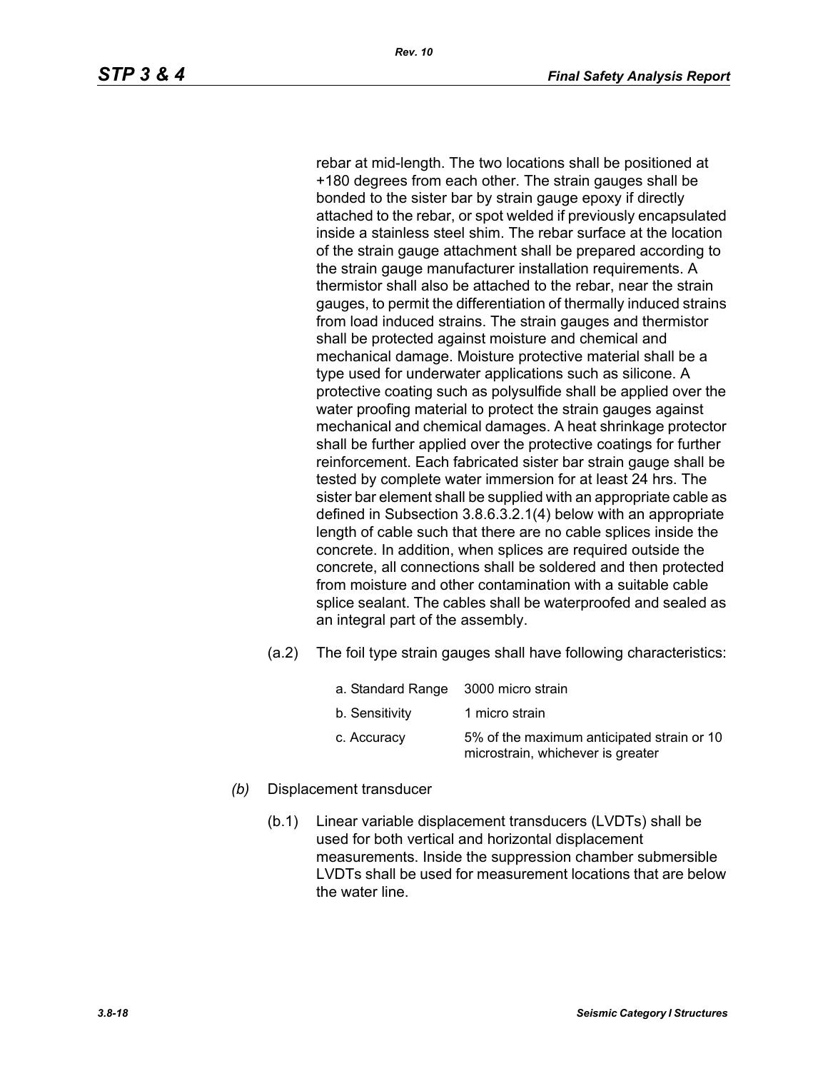rebar at mid-length. The two locations shall be positioned at +180 degrees from each other. The strain gauges shall be bonded to the sister bar by strain gauge epoxy if directly attached to the rebar, or spot welded if previously encapsulated inside a stainless steel shim. The rebar surface at the location of the strain gauge attachment shall be prepared according to the strain gauge manufacturer installation requirements. A thermistor shall also be attached to the rebar, near the strain gauges, to permit the differentiation of thermally induced strains from load induced strains. The strain gauges and thermistor shall be protected against moisture and chemical and mechanical damage. Moisture protective material shall be a type used for underwater applications such as silicone. A protective coating such as polysulfide shall be applied over the water proofing material to protect the strain gauges against mechanical and chemical damages. A heat shrinkage protector shall be further applied over the protective coatings for further reinforcement. Each fabricated sister bar strain gauge shall be tested by complete water immersion for at least 24 hrs. The sister bar element shall be supplied with an appropriate cable as defined in Subsection 3.8.6.3.2.1(4) below with an appropriate length of cable such that there are no cable splices inside the concrete. In addition, when splices are required outside the concrete, all connections shall be soldered and then protected from moisture and other contamination with a suitable cable splice sealant. The cables shall be waterproofed and sealed as an integral part of the assembly.

(a.2) The foil type strain gauges shall have following characteristics:

| | |
|---|---|
| a. Standard Range | 3000 micro strain |
| b. Sensitivity | 1 micro strain |
| c. Accuracy | 5% of the maximum anticipated strain or 10 microstrain, whichever is greater |

*(b)* Displacement transducer

(b.1) Linear variable displacement transducers (LVDTs) shall be used for both vertical and horizontal displacement measurements. Inside the suppression chamber submersible LVDTs shall be used for measurement locations that are below the water line.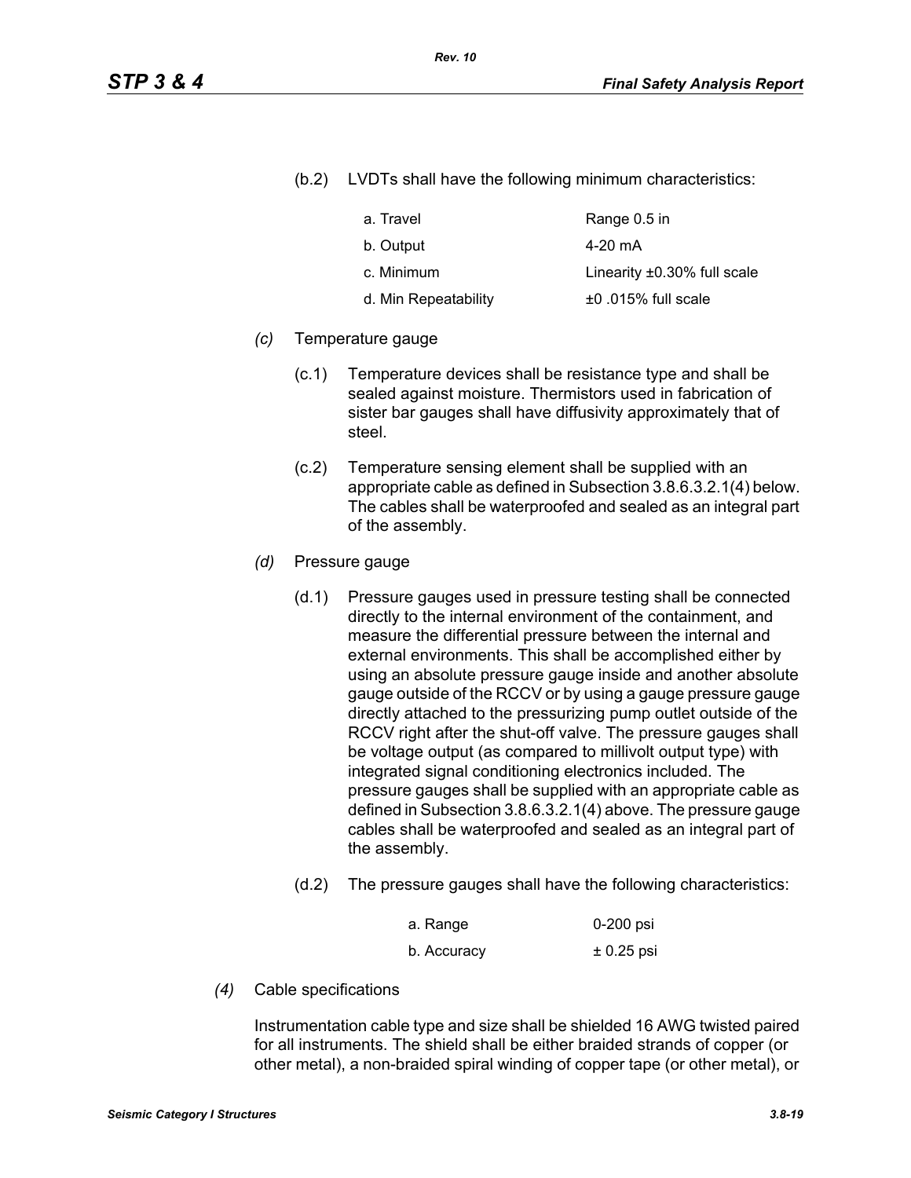(b.2) LVDTs shall have the following minimum characteristics:

| | |
|---|---|
| a. Travel | Range 0.5 in |
| b. Output | 4-20 mA |
| c. Minimum | Linearity ±0.30% full scale |
| d. Min Repeatability | ±0 .015% full scale |

*(c)* Temperature gauge

(c.1) Temperature devices shall be resistance type and shall be sealed against moisture. Thermistors used in fabrication of sister bar gauges shall have diffusivity approximately that of steel.

(c.2) Temperature sensing element shall be supplied with an appropriate cable as defined in Subsection 3.8.6.3.2.1(4) below. The cables shall be waterproofed and sealed as an integral part of the assembly.

*(d)* Pressure gauge

(d.1) Pressure gauges used in pressure testing shall be connected directly to the internal environment of the containment, and measure the differential pressure between the internal and external environments. This shall be accomplished either by using an absolute pressure gauge inside and another absolute gauge outside of the RCCV or by using a gauge pressure gauge directly attached to the pressurizing pump outlet outside of the RCCV right after the shut-off valve. The pressure gauges shall be voltage output (as compared to millivolt output type) with integrated signal conditioning electronics included. The pressure gauges shall be supplied with an appropriate cable as defined in Subsection 3.8.6.3.2.1(4) above. The pressure gauge cables shall be waterproofed and sealed as an integral part of the assembly.

(d.2) The pressure gauges shall have the following characteristics:

| | |
|---|---|
| a. Range | 0-200 psi |
| b. Accuracy | ± 0.25 psi |

*(4)* Cable specifications

Instrumentation cable type and size shall be shielded 16 AWG twisted paired for all instruments. The shield shall be either braided strands of copper (or other metal), a non-braided spiral winding of copper tape (or other metal), or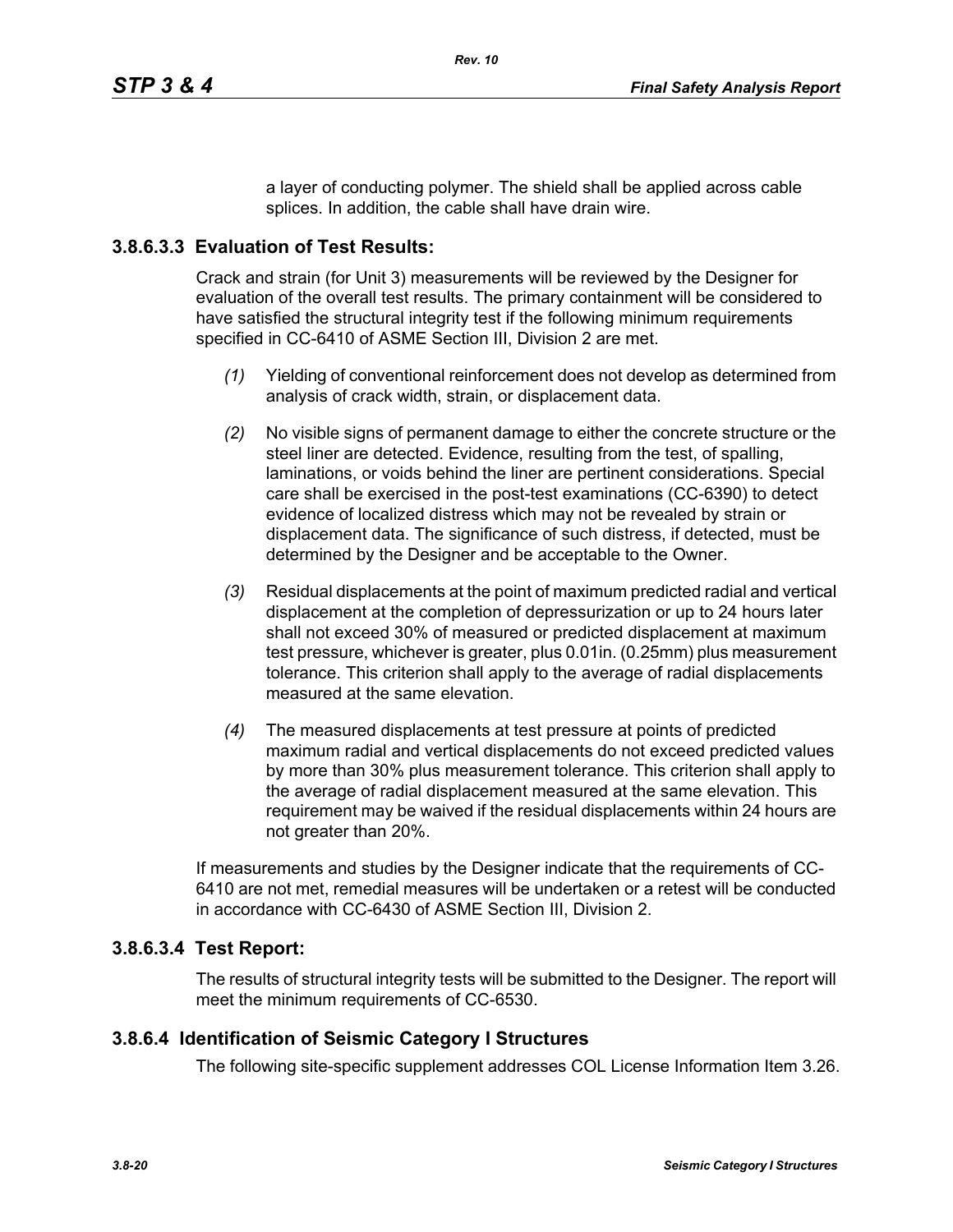a layer of conducting polymer. The shield shall be applied across cable splices. In addition, the cable shall have drain wire.

### 3.8.6.3.3 Evaluation of Test Results:

Crack and strain (for Unit 3) measurements will be reviewed by the Designer for evaluation of the overall test results. The primary containment will be considered to have satisfied the structural integrity test if the following minimum requirements specified in CC-6410 of ASME Section III, Division 2 are met.

*(1)* Yielding of conventional reinforcement does not develop as determined from analysis of crack width, strain, or displacement data.

*(2)* No visible signs of permanent damage to either the concrete structure or the steel liner are detected. Evidence, resulting from the test, of spalling, laminations, or voids behind the liner are pertinent considerations. Special care shall be exercised in the post-test examinations (CC-6390) to detect evidence of localized distress which may not be revealed by strain or displacement data. The significance of such distress, if detected, must be determined by the Designer and be acceptable to the Owner.

*(3)* Residual displacements at the point of maximum predicted radial and vertical displacement at the completion of depressurization or up to 24 hours later shall not exceed 30% of measured or predicted displacement at maximum test pressure, whichever is greater, plus 0.01in. (0.25mm) plus measurement tolerance. This criterion shall apply to the average of radial displacements measured at the same elevation.

*(4)* The measured displacements at test pressure at points of predicted maximum radial and vertical displacements do not exceed predicted values by more than 30% plus measurement tolerance. This criterion shall apply to the average of radial displacement measured at the same elevation. This requirement may be waived if the residual displacements within 24 hours are not greater than 20%.

If measurements and studies by the Designer indicate that the requirements of CC-6410 are not met, remedial measures will be undertaken or a retest will be conducted in accordance with CC-6430 of ASME Section III, Division 2.

### 3.8.6.3.4 Test Report:

The results of structural integrity tests will be submitted to the Designer. The report will meet the minimum requirements of CC-6530.

## 3.8.6.4 Identification of Seismic Category I Structures

The following site-specific supplement addresses COL License Information Item 3.26.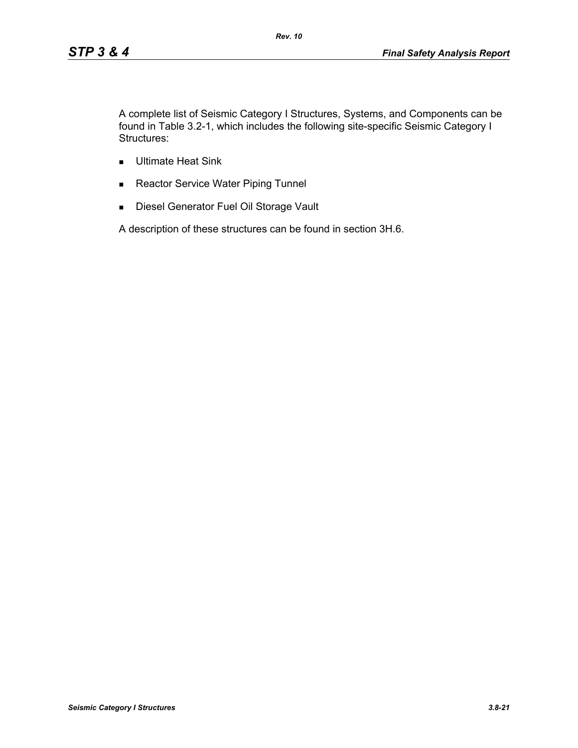A complete list of Seismic Category I Structures, Systems, and Components can be found in Table 3.2-1, which includes the following site-specific Seismic Category I Structures:

- Ultimate Heat Sink
- Reactor Service Water Piping Tunnel
- Diesel Generator Fuel Oil Storage Vault

A description of these structures can be found in section 3H.6.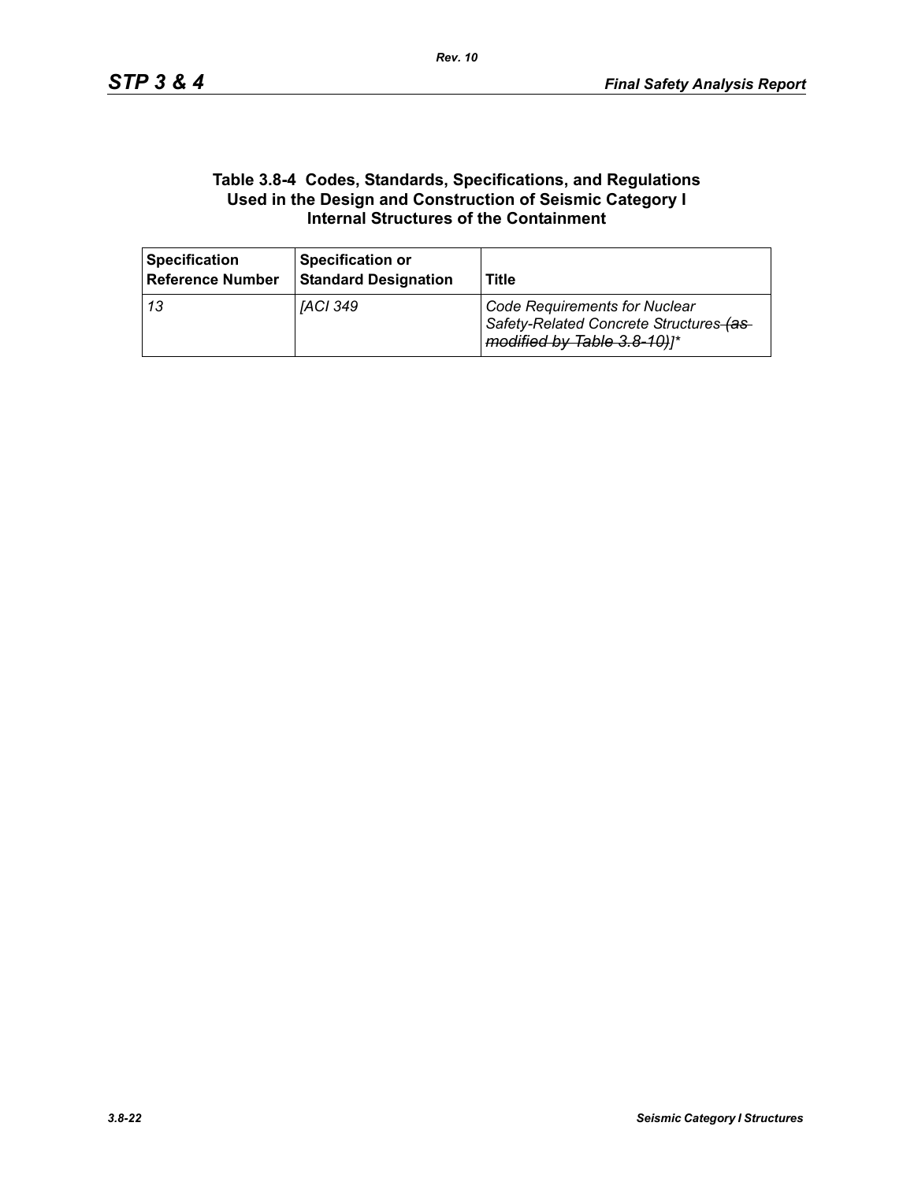**Table 3.8-4 Codes, Standards, Specifications, and Regulations Used in the Design and Construction of Seismic Category I Internal Structures of the Containment**

| Specification Reference Number | Specification or Standard Designation | Title |
|---|---|---|
| *13* | *[ACI 349* | *Code Requirements for Nuclear Safety-Related Concrete Structures ~~(as modified by Table 3.8-10)~~]\** |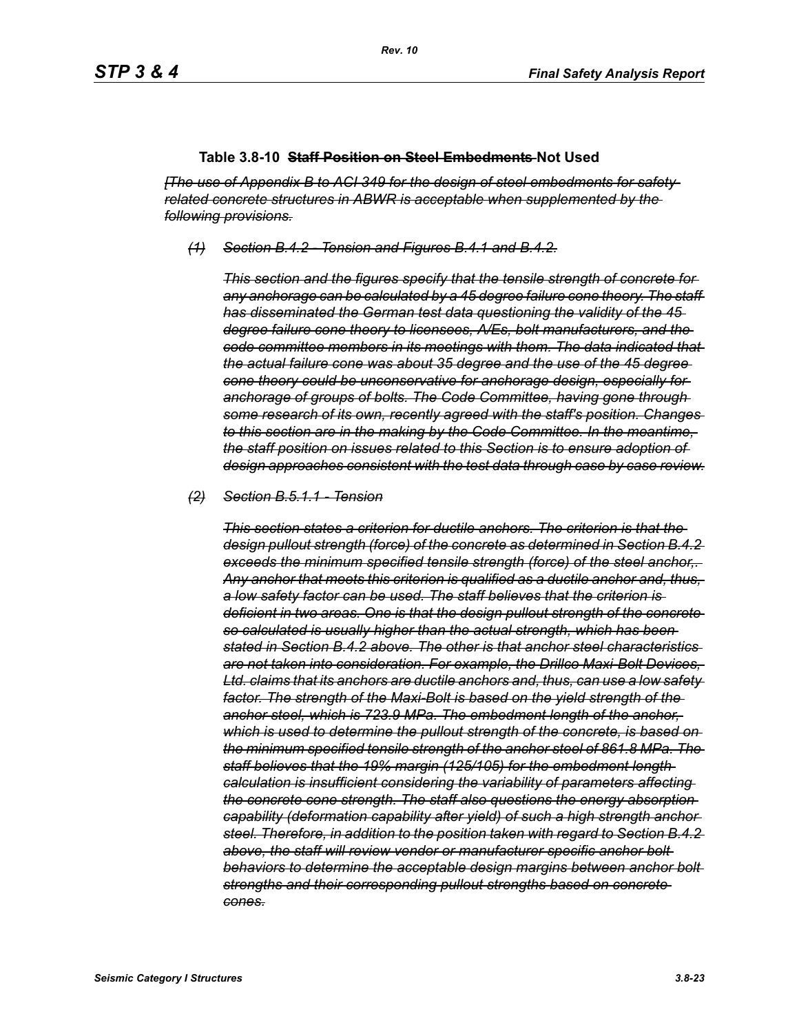### Table 3.8-10 ~~Staff Position on Steel Embedments~~ Not Used

~~*[The use of Appendix B to ACI 349 for the design of steel embedments for safety-related concrete structures in ABWR is acceptable when supplemented by the following provisions.*~~

~~*(1) Section B.4.2 - Tension and Figures B.4.1 and B.4.2.*~~

~~*This section and the figures specify that the tensile strength of concrete for any anchorage can be calculated by a 45 degree failure cone theory. The staff has disseminated the German test data questioning the validity of the 45 degree failure cone theory to licensees, A/Es, bolt manufacturers, and the code committee members in its meetings with them. The data indicated that the actual failure cone was about 35 degree and the use of the 45 degree cone theory could be unconservative for anchorage design, especially for anchorage of groups of bolts. The Code Committee, having gone through some research of its own, recently agreed with the staff's position. Changes to this section are in the making by the Code Committee. In the meantime, the staff position on issues related to this Section is to ensure adoption of design approaches consistent with the test data through case by case review.*~~

~~*(2) Section B.5.1.1 - Tension*~~

~~*This section states a criterion for ductile anchors. The criterion is that the design pullout strength (force) of the concrete as determined in Section B.4.2 exceeds the minimum specified tensile strength (force) of the steel anchor,. Any anchor that meets this criterion is qualified as a ductile anchor and, thus, a low safety factor can be used. The staff believes that the criterion is deficient in two areas. One is that the design pullout strength of the concrete so calculated is usually higher than the actual strength, which has been stated in Section B.4.2 above. The other is that anchor steel characteristics are not taken into consideration. For example, the Drillco Maxi-Bolt Devices, Ltd. claims that its anchors are ductile anchors and, thus, can use a low safety factor. The strength of the Maxi-Bolt is based on the yield strength of the anchor steel, which is 723.9 MPa. The embedment length of the anchor, which is used to determine the pullout strength of the concrete, is based on the minimum specified tensile strength of the anchor steel of 861.8 MPa. The staff believes that the 19% margin (125/105) for the embedment length calculation is insufficient considering the variability of parameters affecting the concrete cone strength. The staff also questions the energy absorption capability (deformation capability after yield) of such a high strength anchor steel. Therefore, in addition to the position taken with regard to Section B.4.2 above, the staff will review vendor or manufacturer specific anchor bolt behaviors to determine the acceptable design margins between anchor bolt strengths and their corresponding pullout strengths based on concrete cones.*~~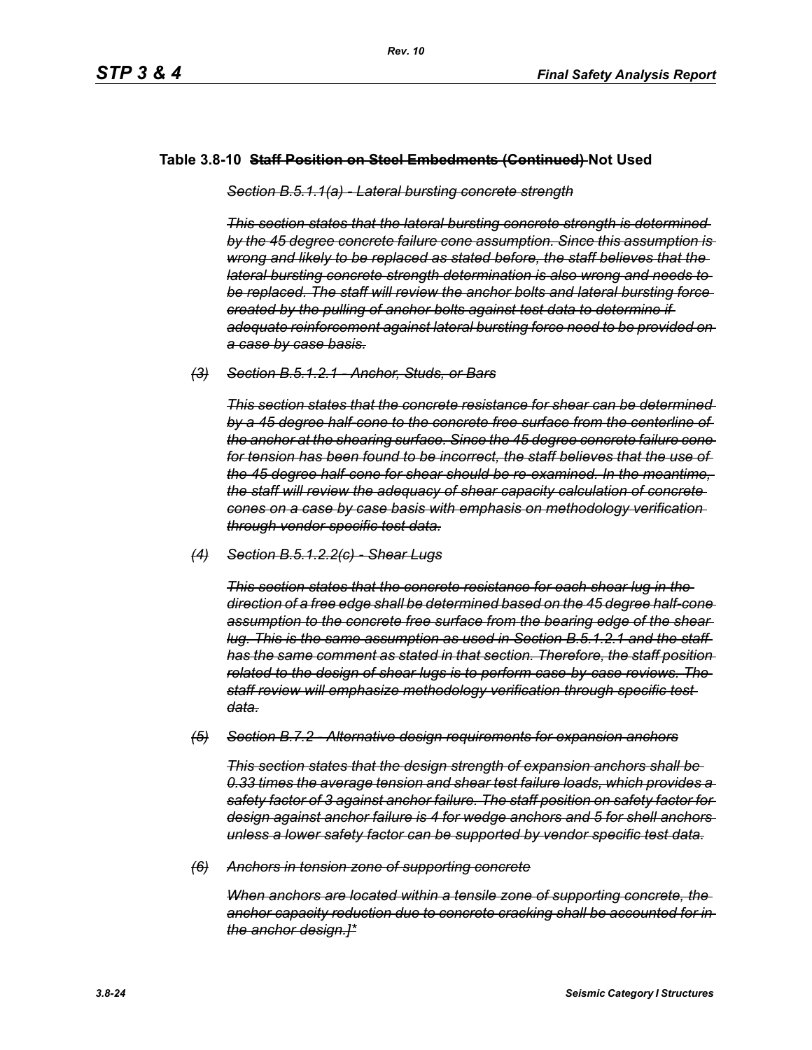**Table 3.8-10 ~~Staff Position on Steel Embedments (Continued)~~ Not Used**

~~*Section B.5.1.1(a) - Lateral bursting concrete strength*~~

~~*This section states that the lateral bursting concrete strength is determined by the 45 degree concrete failure cone assumption. Since this assumption is wrong and likely to be replaced as stated before, the staff believes that the lateral bursting concrete strength determination is also wrong and needs to be replaced. The staff will review the anchor bolts and lateral bursting force created by the pulling of anchor bolts against test data to determine if adequate reinforcement against lateral bursting force need to be provided on a case by case basis.*~~

~~*(3) Section B.5.1.2.1 - Anchor, Studs, or Bars*~~

~~*This section states that the concrete resistance for shear can be determined by a 45 degree half-cone to the concrete free surface from the centerline of the anchor at the shearing surface. Since the 45 degree concrete failure cone for tension has been found to be incorrect, the staff believes that the use of the 45 degree half-cone for shear should be re-examined. In the meantime, the staff will review the adequacy of shear capacity calculation of concrete cones on a case by case basis with emphasis on methodology verification through vendor specific test data.*~~

~~*(4) Section B.5.1.2.2(c) - Shear Lugs*~~

~~*This section states that the concrete resistance for each shear lug in the direction of a free edge shall be determined based on the 45 degree half-cone assumption to the concrete free surface from the bearing edge of the shear lug. This is the same assumption as used in Section B.5.1.2.1 and the staff has the same comment as stated in that section. Therefore, the staff position related to the design of shear lugs is to perform case-by-case reviews. The staff review will emphasize methodology verification through specific test data.*~~

~~*(5) Section B.7.2 - Alternative design requirements for expansion anchors*~~

~~*This section states that the design strength of expansion anchors shall be 0.33 times the average tension and shear test failure loads, which provides a safety factor of 3 against anchor failure. The staff position on safety factor for design against anchor failure is 4 for wedge anchors and 5 for shell anchors unless a lower safety factor can be supported by vendor specific test data.*~~

~~*(6) Anchors in tension zone of supporting concrete*~~

~~*When anchors are located within a tensile zone of supporting concrete, the anchor capacity reduction due to concrete cracking shall be accounted for in the anchor design.]**~~